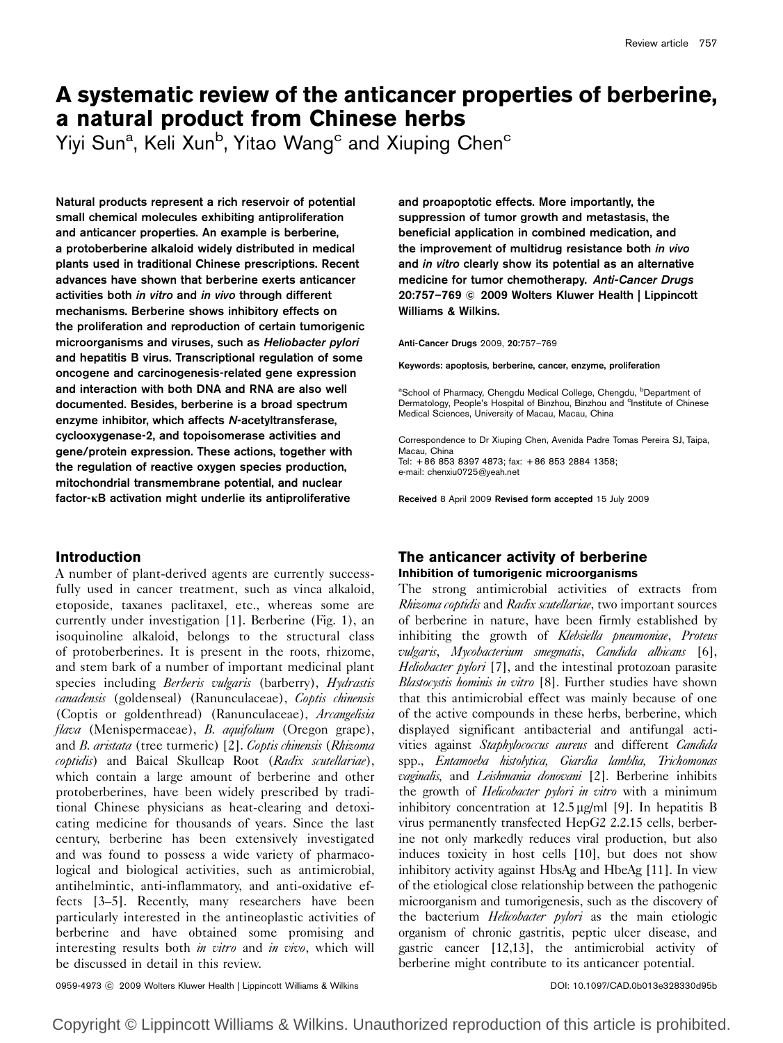# A systematic review of the anticancer properties of berberine, a natural product from Chinese herbs

Yiyi Sun[a], Keli Xun[b], Yitao Wang[c] and Xiuping Chen[c]

**Natural products represent a rich reservoir of potential small chemical molecules exhibiting antiproliferation and anticancer properties. An example is berberine, a protoberberine alkaloid widely distributed in medical plants used in traditional Chinese prescriptions. Recent advances have shown that berberine exerts anticancer activities both *in vitro* and *in vivo* through different mechanisms. Berberine shows inhibitory effects on the proliferation and reproduction of certain tumorigenic microorganisms and viruses, such as *Heliobacter pylori* and hepatitis B virus. Transcriptional regulation of some oncogene and carcinogenesis-related gene expression and interaction with both DNA and RNA are also well documented. Besides, berberine is a broad spectrum enzyme inhibitor, which affects *N*-acetyltransferase, cyclooxygenase-2, and topoisomerase activities and gene/protein expression. These actions, together with the regulation of reactive oxygen species production, mitochondrial transmembrane potential, and nuclear factor-κB activation might underlie its antiproliferative and proapoptotic effects. More importantly, the suppression of tumor growth and metastasis, the beneficial application in combined medication, and the improvement of multidrug resistance both *in vivo* and *in vitro* clearly show its potential as an alternative medicine for tumor chemotherapy. *Anti-Cancer Drugs* 20:757–769 © 2009 Wolters Kluwer Health | Lippincott Williams & Wilkins.**

Anti-Cancer Drugs 2009, 20:757–769

**Keywords:** apoptosis, berberine, cancer, enzyme, proliferation

[a]School of Pharmacy, Chengdu Medical College, Chengdu, [b]Department of Dermatology, People's Hospital of Binzhou, Binzhou and [c]Institute of Chinese Medical Sciences, University of Macau, Macau, China

Correspondence to Dr Xiuping Chen, Avenida Padre Tomas Pereira SJ, Taipa, Macau, China
Tel: +86 853 8397 4873; fax: +86 853 2884 1358;
e-mail: chenxiu0725@yeah.net

**Received** 8 April 2009 **Revised form accepted** 15 July 2009

## Introduction

A number of plant-derived agents are currently successfully used in cancer treatment, such as vinca alkaloid, etoposide, taxanes paclitaxel, etc., whereas some are currently under investigation [1]. Berberine (Fig. 1), an isoquinoline alkaloid, belongs to the structural class of protoberberines. It is present in the roots, rhizome, and stem bark of a number of important medicinal plant species including *Berberis vulgaris* (barberry), *Hydrastis canadensis* (goldenseal) (Ranunculaceae), *Coptis chinensis* (Coptis or goldenthread) (Ranunculaceae), *Arcangelisia flava* (Menispermaceae), *B. aquifolium* (Oregon grape), and *B. aristata* (tree turmeric) [2]. *Coptis chinensis* (*Rhizoma coptidis*) and Baical Skullcap Root (*Radix scutellariae*), which contain a large amount of berberine and other protoberberines, have been widely prescribed by traditional Chinese physicians as heat-clearing and detoxicating medicine for thousands of years. Since the last century, berberine has been extensively investigated and was found to possess a wide variety of pharmacological and biological activities, such as antimicrobial, antihelmintic, anti-inflammatory, and anti-oxidative effects [3–5]. Recently, many researchers have been particularly interested in the antineoplastic activities of berberine and have obtained some promising and interesting results both *in vitro* and *in vivo*, which will be discussed in detail in this review.

## The anticancer activity of berberine

### Inhibition of tumorigenic microorganisms

The strong antimicrobial activities of extracts from *Rhizoma coptidis* and *Radix scutellariae*, two important sources of berberine in nature, have been firmly established by inhibiting the growth of *Klebsiella pneumoniae*, *Proteus vulgaris*, *Mycobacterium smegmatis*, *Candida albicans* [6], *Heliobacter pylori* [7], and the intestinal protozoan parasite *Blastocystis hominis in vitro* [8]. Further studies have shown that this antimicrobial effect was mainly because of one of the active compounds in these herbs, berberine, which displayed significant antibacterial and antifungal activities against *Staphylococcus aureus* and different *Candida* spp., *Entamoeba histolytica*, *Giardia lamblia*, *Trichomonas vaginalis*, and *Leishmania donovani* [2]. Berberine inhibits the growth of *Helicobacter pylori in vitro* with a minimum inhibitory concentration at 12.5 μg/ml [9]. In hepatitis B virus permanently transfected HepG2 2.2.15 cells, berberine not only markedly reduces viral production, but also induces toxicity in host cells [10], but does not show inhibitory activity against HbsAg and HbeAg [11]. In view of the etiological close relationship between the pathogenic microorganism and tumorigenesis, such as the discovery of the bacterium *Helicobacter pylori* as the main etiologic organism of chronic gastritis, peptic ulcer disease, and gastric cancer [12,13], the antimicrobial activity of berberine might contribute to its anticancer potential.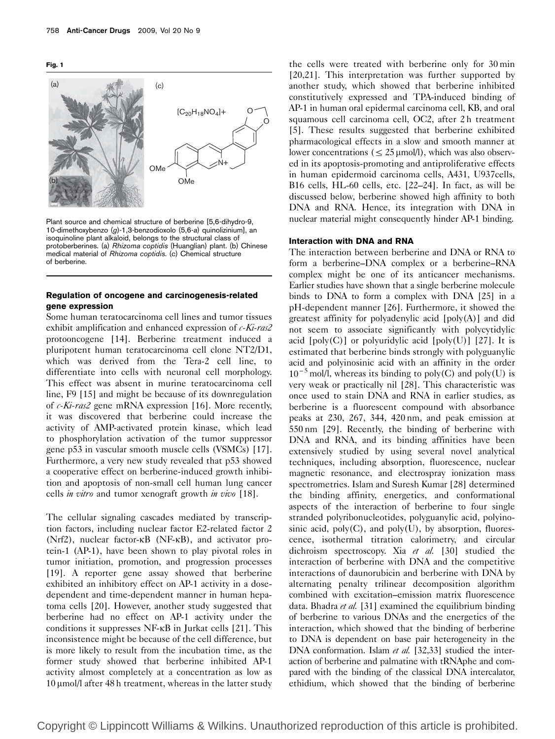**Fig. 1**

Plant source and chemical structure of berberine [5,6-dihydro-9, 10-dimethoxybenzo (*g*)-1,3-benzodioxolo (5,6-*a*) quinolizinium], an isoquinoline plant alkaloid, belongs to the structural class of protoberberines. (a) *Rhizoma coptidis* (Huanglian) plant. (b) Chinese medical material of *Rhizoma coptidis*. (c) Chemical structure of berberine.

## Regulation of oncogene and carcinogenesis-related gene expression

Some human teratocarcinoma cell lines and tumor tissues exhibit amplification and enhanced expression of *c-Ki-ras2* protooncogene [14]. Berberine treatment induced a pluripotent human teratocarcinoma cell clone NT2/D1, which was derived from the Tera-2 cell line, to differentiate into cells with neuronal cell morphology. This effect was absent in murine teratocarcinoma cell line, F9 [15] and might be because of its downregulation of *c-Ki-ras2* gene mRNA expression [16]. More recently, it was discovered that berberine could increase the activity of AMP-activated protein kinase, which lead to phosphorylation activation of the tumor suppressor gene p53 in vascular smooth muscle cells (VSMCs) [17]. Furthermore, a very new study revealed that p53 showed a cooperative effect on berberine-induced growth inhibition and apoptosis of non-small cell human lung cancer cells *in vitro* and tumor xenograft growth *in vivo* [18].

The cellular signaling cascades mediated by transcription factors, including nuclear factor E2-related factor 2 (Nrf2), nuclear factor-κB (NF-κB), and activator protein-1 (AP-1), have been shown to play pivotal roles in tumor initiation, promotion, and progression processes [19]. A reporter gene assay showed that berberine exhibited an inhibitory effect on AP-1 activity in a dose-dependent and time-dependent manner in human hepatoma cells [20]. However, another study suggested that berberine had no effect on AP-1 activity under the conditions it suppresses NF-κB in Jurkat cells [21]. This inconsistence might be because of the cell difference, but is more likely to result from the incubation time, as the former study showed that berberine inhibited AP-1 activity almost completely at a concentration as low as 10 μmol/l after 48 h treatment, whereas in the latter study the cells were treated with berberine only for 30 min [20,21]. This interpretation was further supported by another study, which showed that berberine inhibited constitutively expressed and TPA-induced binding of AP-1 in human oral epidermal carcinoma cell, KB, and oral squamous cell carcinoma cell, OC2, after 2 h treatment [5]. These results suggested that berberine exhibited pharmacological effects in a slow and smooth manner at lower concentrations ($\leq$ 25 μmol/l), which was also observed in its apoptosis-promoting and antiproliferative effects in human epidermoid carcinoma cells, A431, U937cells, B16 cells, HL-60 cells, etc. [22–24]. In fact, as will be discussed below, berberine showed high affinity to both DNA and RNA. Hence, its integration with DNA in nuclear material might consequently hinder AP-1 binding.

## Interaction with DNA and RNA

The interaction between berberine and DNA or RNA to form a berberine–DNA complex or a berberine–RNA complex might be one of its anticancer mechanisms. Earlier studies have shown that a single berberine molecule binds to DNA to form a complex with DNA [25] in a pH-dependent manner [26]. Furthermore, it showed the greatest affinity for polyadenylic acid [poly(A)] and did not seem to associate significantly with polycytidylic acid [poly(C)] or polyuridylic acid [poly(U)] [27]. It is estimated that berberine binds strongly with polyguanylic acid and polyinosinic acid with an affinity in the order $10^{-5}$ mol/l, whereas its binding to poly(C) and poly(U) is very weak or practically nil [28]. This characteristic was once used to stain DNA and RNA in earlier studies, as berberine is a fluorescent compound with absorbance peaks at 230, 267, 344, 420 nm, and peak emission at 550 nm [29]. Recently, the binding of berberine with DNA and RNA, and its binding affinities have been extensively studied by using several novel analytical techniques, including absorption, fluorescence, nuclear magnetic resonance, and electrospray ionization mass spectrometries. Islam and Suresh Kumar [28] determined the binding affinity, energetics, and conformational aspects of the interaction of berberine to four single stranded polyribonucleotides, polyguanylic acid, polyinosinic acid, poly(C), and poly(U), by absorption, fluorescence, isothermal titration calorimetry, and circular dichroism spectroscopy. Xia *et al.* [30] studied the interaction of berberine with DNA and the competitive interactions of daunorubicin and berberine with DNA by alternating penalty trilinear decomposition algorithm combined with excitation–emission matrix fluorescence data. Bhadra *et al.* [31] examined the equilibrium binding of berberine to various DNAs and the energetics of the interaction, which showed that the binding of berberine to DNA is dependent on base pair heterogeneity in the DNA conformation. Islam *et al.* [32,33] studied the interaction of berberine and palmatine with tRNAphe and compared with the binding of the classical DNA intercalator, ethidium, which showed that the binding of berberine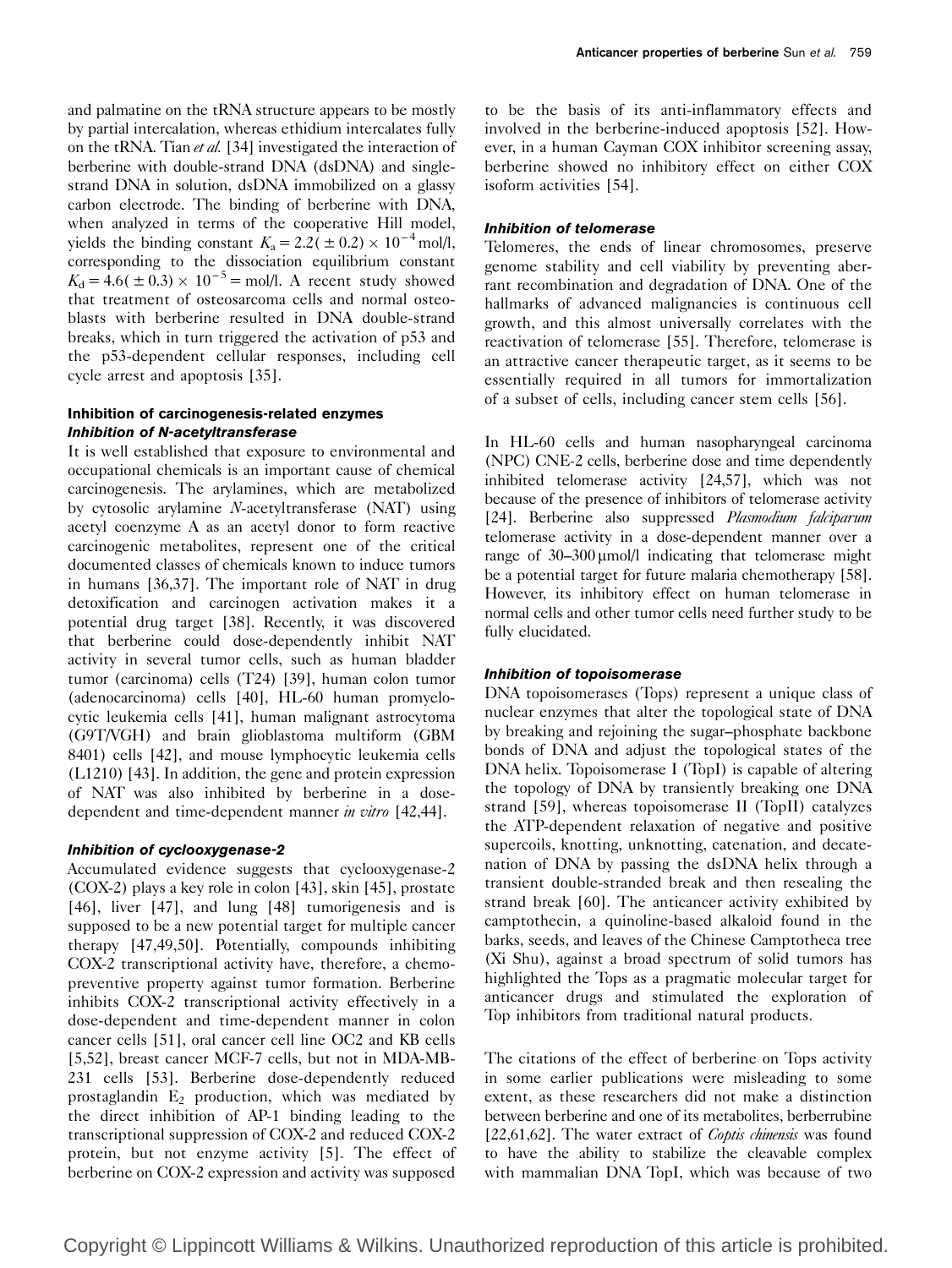and palmatine on the tRNA structure appears to be mostly by partial intercalation, whereas ethidium intercalates fully on the tRNA. Tian *et al.* [34] investigated the interaction of berberine with double-strand DNA (dsDNA) and single-strand DNA in solution, dsDNA immobilized on a glassy carbon electrode. The binding of berberine with DNA, when analyzed in terms of the cooperative Hill model, yields the binding constant $K_a = 2.2(\pm 0.2) \times 10^{-4}$ mol/l, corresponding to the dissociation equilibrium constant $K_d = 4.6(\pm 0.3) \times 10^{-5}$ = mol/l. A recent study showed that treatment of osteosarcoma cells and normal osteoblasts with berberine resulted in DNA double-strand breaks, which in turn triggered the activation of p53 and the p53-dependent cellular responses, including cell cycle arrest and apoptosis [35].

## Inhibition of carcinogenesis-related enzymes

### *Inhibition of N-acetyltransferase*

It is well established that exposure to environmental and occupational chemicals is an important cause of chemical carcinogenesis. The arylamines, which are metabolized by cytosolic arylamine *N*-acetyltransferase (NAT) using acetyl coenzyme A as an acetyl donor to form reactive carcinogenic metabolites, represent one of the critical documented classes of chemicals known to induce tumors in humans [36,37]. The important role of NAT in drug detoxification and carcinogen activation makes it a potential drug target [38]. Recently, it was discovered that berberine could dose-dependently inhibit NAT activity in several tumor cells, such as human bladder tumor (carcinoma) cells (T24) [39], human colon tumor (adenocarcinoma) cells [40], HL-60 human promyelocytic leukemia cells [41], human malignant astrocytoma (G9T/VGH) and brain glioblastoma multiform (GBM 8401) cells [42], and mouse lymphocytic leukemia cells (L1210) [43]. In addition, the gene and protein expression of NAT was also inhibited by berberine in a dose-dependent and time-dependent manner *in vitro* [42,44].

### *Inhibition of cyclooxygenase-2*

Accumulated evidence suggests that cyclooxygenase-2 (COX-2) plays a key role in colon [43], skin [45], prostate [46], liver [47], and lung [48] tumorigenesis and is supposed to be a new potential target for multiple cancer therapy [47,49,50]. Potentially, compounds inhibiting COX-2 transcriptional activity have, therefore, a chemopreventive property against tumor formation. Berberine inhibits COX-2 transcriptional activity effectively in a dose-dependent and time-dependent manner in colon cancer cells [51], oral cancer cell line OC2 and KB cells [5,52], breast cancer MCF-7 cells, but not in MDA-MB-231 cells [53]. Berberine dose-dependently reduced prostaglandin $E_2$ production, which was mediated by the direct inhibition of AP-1 binding leading to the transcriptional suppression of COX-2 and reduced COX-2 protein, but not enzyme activity [5]. The effect of berberine on COX-2 expression and activity was supposed to be the basis of its anti-inflammatory effects and involved in the berberine-induced apoptosis [52]. However, in a human Cayman COX inhibitor screening assay, berberine showed no inhibitory effect on either COX isoform activities [54].

### *Inhibition of telomerase*

Telomeres, the ends of linear chromosomes, preserve genome stability and cell viability by preventing aberrant recombination and degradation of DNA. One of the hallmarks of advanced malignancies is continuous cell growth, and this almost universally correlates with the reactivation of telomerase [55]. Therefore, telomerase is an attractive cancer therapeutic target, as it seems to be essentially required in all tumors for immortalization of a subset of cells, including cancer stem cells [56].

In HL-60 cells and human nasopharyngeal carcinoma (NPC) CNE-2 cells, berberine dose and time dependently inhibited telomerase activity [24,57], which was not because of the presence of inhibitors of telomerase activity [24]. Berberine also suppressed *Plasmodium falciparum* telomerase activity in a dose-dependent manner over a range of 30–300 μmol/l indicating that telomerase might be a potential target for future malaria chemotherapy [58]. However, its inhibitory effect on human telomerase in normal cells and other tumor cells need further study to be fully elucidated.

### *Inhibition of topoisomerase*

DNA topoisomerases (Tops) represent a unique class of nuclear enzymes that alter the topological state of DNA by breaking and rejoining the sugar–phosphate backbone bonds of DNA and adjust the topological states of the DNA helix. Topoisomerase I (TopI) is capable of altering the topology of DNA by transiently breaking one DNA strand [59], whereas topoisomerase II (TopII) catalyzes the ATP-dependent relaxation of negative and positive supercoils, knotting, unknotting, catenation, and decatenation of DNA by passing the dsDNA helix through a transient double-stranded break and then resealing the strand break [60]. The anticancer activity exhibited by camptothecin, a quinoline-based alkaloid found in the barks, seeds, and leaves of the Chinese Camptotheca tree (Xi Shu), against a broad spectrum of solid tumors has highlighted the Tops as a pragmatic molecular target for anticancer drugs and stimulated the exploration of Top inhibitors from traditional natural products.

The citations of the effect of berberine on Tops activity in some earlier publications were misleading to some extent, as these researchers did not make a distinction between berberine and one of its metabolites, berberrubine [22,61,62]. The water extract of *Coptis chinensis* was found to have the ability to stabilize the cleavable complex with mammalian DNA TopI, which was because of two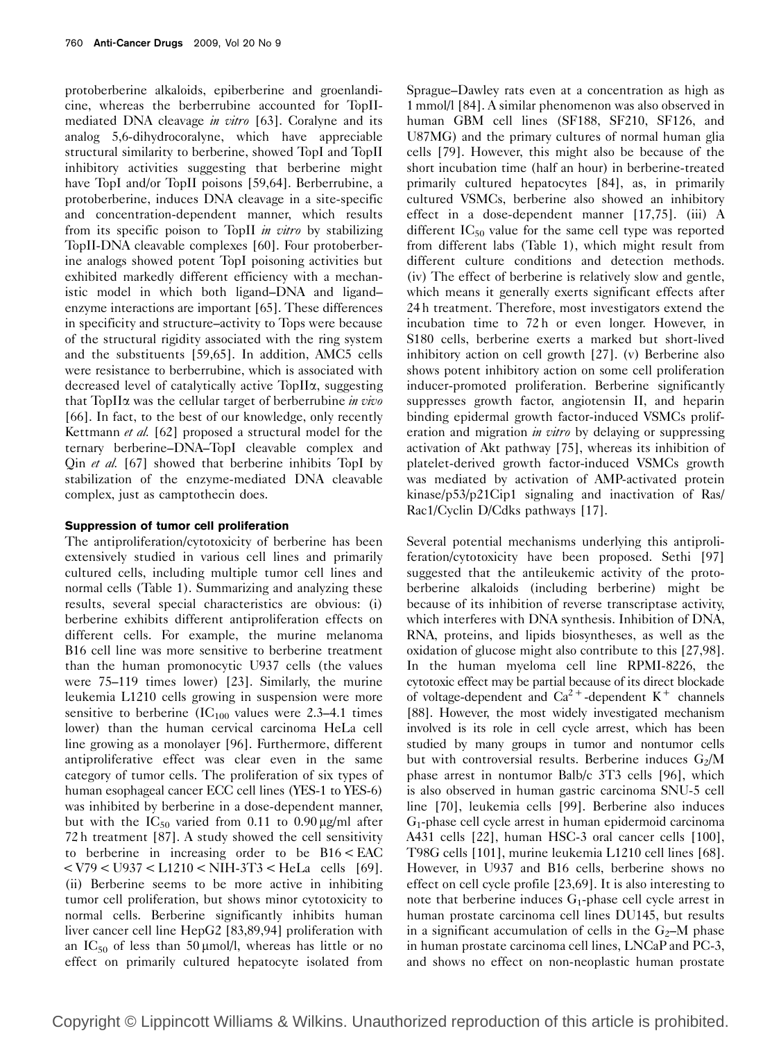protoberberine alkaloids, epiberberine and groenlandicine, whereas the berberrubine accounted for TopII-mediated DNA cleavage *in vitro* [63]. Coralyne and its analog 5,6-dihydrocoralyne, which have appreciable structural similarity to berberine, showed TopI and TopII inhibitory activities suggesting that berberine might have TopI and/or TopII poisons [59,64]. Berberrubine, a protoberberine, induces DNA cleavage in a site-specific and concentration-dependent manner, which results from its specific poison to TopII *in vitro* by stabilizing TopII-DNA cleavable complexes [60]. Four protoberberine analogs showed potent TopI poisoning activities but exhibited markedly different efficiency with a mechanistic model in which both ligand–DNA and ligand–enzyme interactions are important [65]. These differences in specificity and structure–activity to Tops were because of the structural rigidity associated with the ring system and the substituents [59,65]. In addition, AMC5 cells were resistance to berberrubine, which is associated with decreased level of catalytically active TopIIα, suggesting that TopIIα was the cellular target of berberrubine *in vivo* [66]. In fact, to the best of our knowledge, only recently Kettmann *et al.* [62] proposed a structural model for the ternary berberine–DNA–TopI cleavable complex and Qin *et al.* [67] showed that berberine inhibits TopI by stabilization of the enzyme-mediated DNA cleavable complex, just as camptothecin does.

### Suppression of tumor cell proliferation

The antiproliferation/cytotoxicity of berberine has been extensively studied in various cell lines and primarily cultured cells, including multiple tumor cell lines and normal cells (Table 1). Summarizing and analyzing these results, several special characteristics are obvious: (i) berberine exhibits different antiproliferation effects on different cells. For example, the murine melanoma B16 cell line was more sensitive to berberine treatment than the human promonocytic U937 cells (the values were 75–119 times lower) [23]. Similarly, the murine leukemia L1210 cells growing in suspension were more sensitive to berberine ($IC_{100}$ values were 2.3–4.1 times lower) than the human cervical carcinoma HeLa cell line growing as a monolayer [96]. Furthermore, different antiproliferative effect was clear even in the same category of tumor cells. The proliferation of six types of human esophageal cancer ECC cell lines (YES-1 to YES-6) was inhibited by berberine in a dose-dependent manner, but with the $IC_{50}$ varied from 0.11 to 0.90 μg/ml after 72 h treatment [87]. A study showed the cell sensitivity to berberine in increasing order to be B16 < EAC < V79 < U937 < L1210 < NIH-3T3 < HeLa cells [69]. (ii) Berberine seems to be more active in inhibiting tumor cell proliferation, but shows minor cytotoxicity to normal cells. Berberine significantly inhibits human liver cancer cell line HepG2 [83,89,94] proliferation with an $IC_{50}$ of less than 50 μmol/l, whereas has little or no effect on primarily cultured hepatocyte isolated from Sprague–Dawley rats even at a concentration as high as 1 mmol/l [84]. A similar phenomenon was also observed in human GBM cell lines (SF188, SF210, SF126, and U87MG) and the primary cultures of normal human glia cells [79]. However, this might also be because of the short incubation time (half an hour) in berberine-treated primarily cultured hepatocytes [84], as, in primarily cultured VSMCs, berberine also showed an inhibitory effect in a dose-dependent manner [17,75]. (iii) A different $IC_{50}$ value for the same cell type was reported from different labs (Table 1), which might result from different culture conditions and detection methods. (iv) The effect of berberine is relatively slow and gentle, which means it generally exerts significant effects after 24 h treatment. Therefore, most investigators extend the incubation time to 72 h or even longer. However, in S180 cells, berberine exerts a marked but short-lived inhibitory action on cell growth [27]. (v) Berberine also shows potent inhibitory action on some cell proliferation inducer-promoted proliferation. Berberine significantly suppresses growth factor, angiotensin II, and heparin binding epidermal growth factor-induced VSMCs proliferation and migration *in vitro* by delaying or suppressing activation of Akt pathway [75], whereas its inhibition of platelet-derived growth factor-induced VSMCs growth was mediated by activation of AMP-activated protein kinase/p53/p21Cip1 signaling and inactivation of Ras/Rac1/Cyclin D/Cdks pathways [17].

Several potential mechanisms underlying this antiproliferation/cytotoxicity have been proposed. Sethi [97] suggested that the antileukemic activity of the protoberberine alkaloids (including berberine) might be because of its inhibition of reverse transcriptase activity, which interferes with DNA synthesis. Inhibition of DNA, RNA, proteins, and lipids biosyntheses, as well as the oxidation of glucose might also contribute to this [27,98]. In the human myeloma cell line RPMI-8226, the cytotoxic effect may be partial because of its direct blockade of voltage-dependent and $Ca^{2+}$-dependent $K^{+}$ channels [88]. However, the most widely investigated mechanism involved is its role in cell cycle arrest, which has been studied by many groups in tumor and nontumor cells but with controversial results. Berberine induces $G_2$/M phase arrest in nontumor Balb/c 3T3 cells [96], which is also observed in human gastric carcinoma SNU-5 cell line [70], leukemia cells [99]. Berberine also induces $G_1$-phase cell cycle arrest in human epidermoid carcinoma A431 cells [22], human HSC-3 oral cancer cells [100], T98G cells [101], murine leukemia L1210 cell lines [68]. However, in U937 and B16 cells, berberine shows no effect on cell cycle profile [23,69]. It is also interesting to note that berberine induces $G_1$-phase cell cycle arrest in human prostate carcinoma cell lines DU145, but results in a significant accumulation of cells in the $G_2$–M phase in human prostate carcinoma cell lines, LNCaP and PC-3, and shows no effect on non-neoplastic human prostate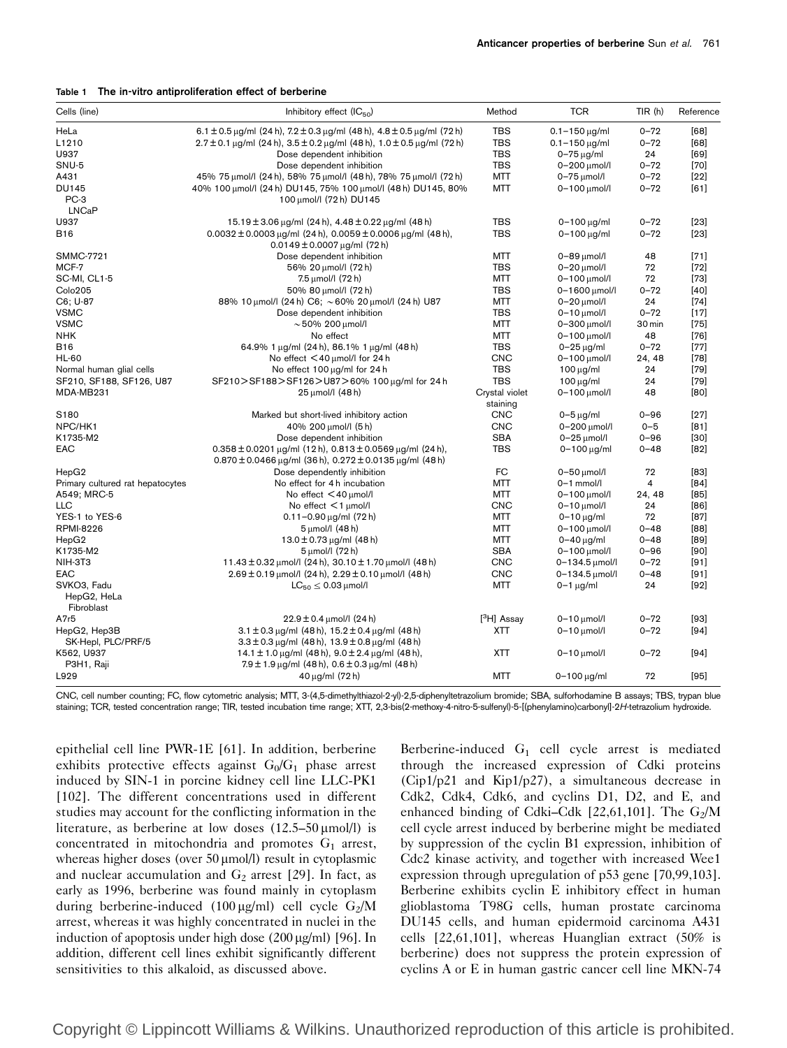**Table 1 The in-vitro antiproliferation effect of berberine**

| Cells (line) | Inhibitory effect ($IC_{50}$) | Method | TCR | TIR (h) | Reference |
|---|---|---|---|---|---|
| HeLa | 6.1 ± 0.5 μg/ml (24 h), 7.2 ± 0.3 μg/ml (48 h), 4.8 ± 0.5 μg/ml (72 h) | TBS | 0.1–150 μg/ml | 0–72 | [68] |
| L1210 | 2.7 ± 0.1 μg/ml (24 h), 3.5 ± 0.2 μg/ml (48 h), 1.0 ± 0.5 μg/ml (72 h) | TBS | 0.1–150 μg/ml | 0–72 | [68] |
| U937 | Dose dependent inhibition | TBS | 0–75 μg/ml | 24 | [69] |
| SNU-5 | Dose dependent inhibition | TBS | 0–200 μmol/l | 0–72 | [70] |
| A431 | 45% 75 μmol/l (24 h), 58% 75 μmol/l (48 h), 78% 75 μmol/l (72 h) | MTT | 0–75 μmol/l | 0–72 | [22] |
| DU145 PC-3 LNCaP | 40% 100 μmol/l (24 h) DU145, 75% 100 μmol/l (48 h) DU145, 80% 100 μmol/l (72 h) DU145 | MTT | 0–100 μmol/l | 0–72 | [61] |
| U937 | 15.19 ± 3.06 μg/ml (24 h), 4.48 ± 0.22 μg/ml (48 h) | TBS | 0–100 μg/ml | 0–72 | [23] |
| B16 | 0.0032 ± 0.0003 μg/ml (24 h), 0.0059 ± 0.0006 μg/ml (48 h), 0.0149 ± 0.0007 μg/ml (72 h) | TBS | 0–100 μg/ml | 0–72 | [23] |
| SMMC-7721 | Dose dependent inhibition | MTT | 0–89 μmol/l | 48 | [71] |
| MCF-7 | 56% 20 μmol/l (72 h) | TBS | 0–20 μmol/l | 72 | [72] |
| SC-MI, CL1-5 | 7.5 μmol/l (72 h) | MTT | 0–100 μmol/l | 72 | [73] |
| Colo205 | 50% 80 μmol/l (72 h) | TBS | 0–1600 μmol/l | 0–72 | [40] |
| C6; U-87 | 88% 10 μmol/l (24 h) C6; ~60% 20 μmol/l (24 h) U87 | MTT | 0–20 μmol/l | 24 | [74] |
| VSMC | Dose dependent inhibition | TBS | 0–10 μmol/l | 0–72 | [17] |
| VSMC | ~50% 200 μmol/l | MTT | 0–300 μmol/l | 30 min | [75] |
| NHK | No effect | MTT | 0–100 μmol/l | 48 | [76] |
| B16 | 64.9% 1 μg/ml (24 h), 86.1% 1 μg/ml (48 h) | TBS | 0–25 μg/ml | 0–72 | [77] |
| HL-60 | No effect < 40 μmol/l for 24 h | CNC | 0–100 μmol/l | 24, 48 | [78] |
| Normal human glial cells | No effect 100 μg/ml for 24 h | TBS | 100 μg/ml | 24 | [79] |
| SF210, SF188, SF126, U87 | SF210 > SF188 > SF126 > U87 > 60% 100 μg/ml for 24 h | TBS | 100 μg/ml | 24 | [79] |
| MDA-MB231 | 25 μmol/l (48 h) | Crystal violet staining | 0–100 μmol/l | 48 | [80] |
| S180 | Marked but short-lived inhibitory action | CNC | 0–5 μg/ml | 0–96 | [27] |
| NPC/HK1 | 40% 200 μmol/l (5 h) | CNC | 0–200 μmol/l | 0–5 | [81] |
| K1735-M2 | Dose dependent inhibition | SBA | 0–25 μmol/l | 0–96 | [30] |
| EAC | 0.358 ± 0.0201 μg/ml (12 h), 0.813 ± 0.0569 μg/ml (24 h), 0.870 ± 0.0466 μg/ml (36 h), 0.272 ± 0.0135 μg/ml (48 h) | TBS | 0–100 μg/ml | 0–48 | [82] |
| HepG2 | Dose dependently inhibition | FC | 0–50 μmol/l | 72 | [83] |
| Primary cultured rat hepatocytes | No effect for 4 h incubation | MTT | 0–1 mmol/l | 4 | [84] |
| A549; MRC-5 | No effect < 40 μmol/l | MTT | 0–100 μmol/l | 24, 48 | [85] |
| LLC | No effect < 1 μmol/l | CNC | 0–10 μmol/l | 24 | [86] |
| YES-1 to YES-6 | 0.11–0.90 μg/ml (72 h) | MTT | 0–10 μg/ml | 72 | [87] |
| RPMI-8226 | 5 μmol/l (48 h) | MTT | 0–100 μmol/l | 0–48 | [88] |
| HepG2 | 13.0 ± 0.73 μg/ml (48 h) | MTT | 0–40 μg/ml | 0–48 | [89] |
| K1735-M2 | 5 μmol/l (72 h) | SBA | 0–100 μmol/l | 0–96 | [90] |
| NIH-3T3 | 11.43 ± 0.32 μmol/l (24 h), 30.10 ± 1.70 μmol/l (48 h) | CNC | 0–134.5 μmol/l | 0–72 | [91] |
| EAC | 2.69 ± 0.19 μmol/l (24 h), 2.29 ± 0.10 μmol/l (48 h) | CNC | 0–134.5 μmol/l | 0–48 | [91] |
| SVKO3, Fadu HepG2, HeLa Fibroblast | $LC_{50}$ ≤ 0.03 μmol/l | MTT | 0–1 μg/ml | 24 | [92] |
| A7r5 | 22.9 ± 0.4 μmol/l (24 h) | [$^3$H] Assay | 0–10 μmol/l | 0–72 | [93] |
| HepG2, Hep3B SK-Hepl, PLC/PRF/5 | 3.1 ± 0.3 μg/ml (48 h), 15.2 ± 0.4 μg/ml (48 h) 3.3 ± 0.3 μg/ml (48 h), 13.9 ± 0.8 μg/ml (48 h) | XTT | 0–10 μmol/l | 0–72 | [94] |
| K562, U937 P3H1, Raji | 14.1 ± 1.0 μg/ml (48 h), 9.0 ± 2.4 μg/ml (48 h), 7.9 ± 1.9 μg/ml (48 h), 0.6 ± 0.3 μg/ml (48 h) | XTT | 0–10 μmol/l | 0–72 | [94] |
| L929 | 40 μg/ml (72 h) | MTT | 0–100 μg/ml | 72 | [95] |

CNC, cell number counting; FC, flow cytometric analysis; MTT, 3-(4,5-dimethylthiazol-2-yl)-2,5-diphenyltetrazolium bromide; SBA, sulforhodamine B assays; TBS, trypan blue staining; TCR, tested concentration range; TIR, tested incubation time range; XTT, 2,3-bis(2-methoxy-4-nitro-5-sulfenyl)-5-[(phenylamino)carbonyl]-2*H*-tetrazolium hydroxide.

epithelial cell line PWR-1E [61]. In addition, berberine exhibits protective effects against $G_0/G_1$ phase arrest induced by SIN-1 in porcine kidney cell line LLC-PK1 [102]. The different concentrations used in different studies may account for the conflicting information in the literature, as berberine at low doses (12.5–50 μmol/l) is concentrated in mitochondria and promotes $G_1$ arrest, whereas higher doses (over 50 μmol/l) result in cytoplasmic and nuclear accumulation and $G_2$ arrest [29]. In fact, as early as 1996, berberine was found mainly in cytoplasm during berberine-induced (100 μg/ml) cell cycle $G_2$/M arrest, whereas it was highly concentrated in nuclei in the induction of apoptosis under high dose (200 μg/ml) [96]. In addition, different cell lines exhibit significantly different sensitivities to this alkaloid, as discussed above.

Berberine-induced $G_1$ cell cycle arrest is mediated through the increased expression of Cdki proteins (Cip1/p21 and Kip1/p27), a simultaneous decrease in Cdk2, Cdk4, Cdk6, and cyclins D1, D2, and E, and enhanced binding of Cdki–Cdk [22,61,101]. The $G_2$/M cell cycle arrest induced by berberine might be mediated by suppression of the cyclin B1 expression, inhibition of Cdc2 kinase activity, and together with increased Wee1 expression through upregulation of p53 gene [70,99,103]. Berberine exhibits cyclin E inhibitory effect in human glioblastoma T98G cells, human prostate carcinoma DU145 cells, and human epidermoid carcinoma A431 cells [22,61,101], whereas Huanglian extract (50% is berberine) does not suppress the protein expression of cyclins A or E in human gastric cancer cell line MKN-74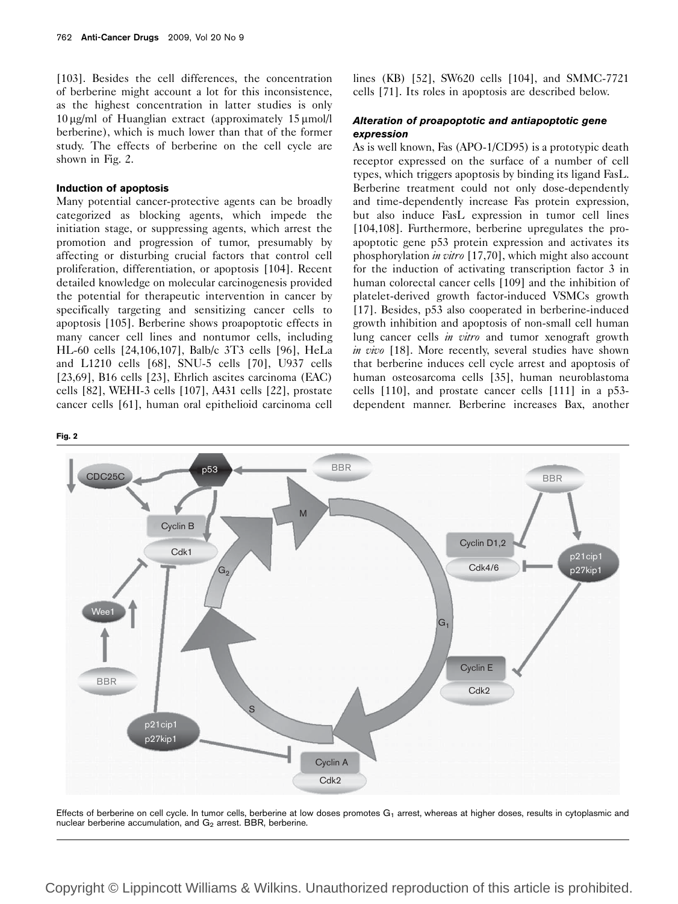[103]. Besides the cell differences, the concentration of berberine might account a lot for this inconsistence, as the highest concentration in latter studies is only 10 μg/ml of Huanglian extract (approximately 15 μmol/l berberine), which is much lower than that of the former study. The effects of berberine on the cell cycle are shown in Fig. 2.

### Induction of apoptosis

Many potential cancer-protective agents can be broadly categorized as blocking agents, which impede the initiation stage, or suppressing agents, which arrest the promotion and progression of tumor, presumably by affecting or disturbing crucial factors that control cell proliferation, differentiation, or apoptosis [104]. Recent detailed knowledge on molecular carcinogenesis provided the potential for therapeutic intervention in cancer by specifically targeting and sensitizing cancer cells to apoptosis [105]. Berberine shows proapoptotic effects in many cancer cell lines and nontumor cells, including HL-60 cells [24,106,107], Balb/c 3T3 cells [96], HeLa and L1210 cells [68], SNU-5 cells [70], U937 cells [23,69], B16 cells [23], Ehrlich ascites carcinoma (EAC) cells [82], WEHI-3 cells [107], A431 cells [22], prostate cancer cells [61], human oral epithelioid carcinoma cell lines (KB) [52], SW620 cells [104], and SMMC-7721 cells [71]. Its roles in apoptosis are described below.

#### *Alteration of proapoptotic and antiapoptotic gene expression*

As is well known, Fas (APO-1/CD95) is a prototypic death receptor expressed on the surface of a number of cell types, which triggers apoptosis by binding its ligand FasL. Berberine treatment could not only dose-dependently and time-dependently increase Fas protein expression, but also induce FasL expression in tumor cell lines [104,108]. Furthermore, berberine upregulates the proapoptotic gene p53 protein expression and activates its phosphorylation *in vitro* [17,70], which might also account for the induction of activating transcription factor 3 in human colorectal cancer cells [109] and the inhibition of platelet-derived growth factor-induced VSMCs growth [17]. Besides, p53 also cooperated in berberine-induced growth inhibition and apoptosis of non-small cell human lung cancer cells *in vitro* and tumor xenograft growth *in vivo* [18]. More recently, several studies have shown that berberine induces cell cycle arrest and apoptosis of human osteosarcoma cells [35], human neuroblastoma cells [110], and prostate cancer cells [111] in a p53-dependent manner. Berberine increases Bax, another

**Fig. 2**

Effects of berberine on cell cycle. In tumor cells, berberine at low doses promotes $G_1$ arrest, whereas at higher doses, results in cytoplasmic and nuclear berberine accumulation, and $G_2$ arrest. BBR, berberine.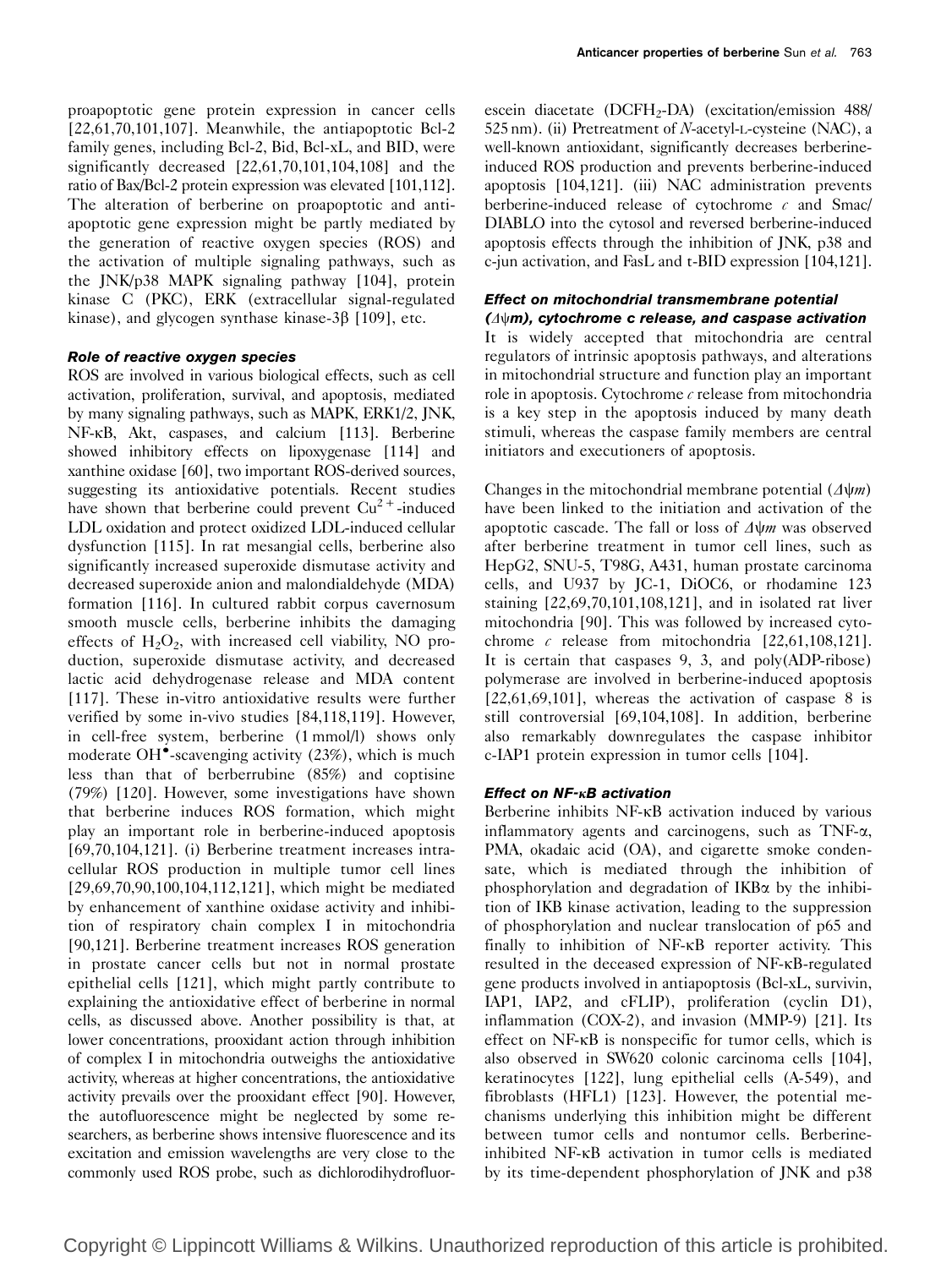proapoptotic gene protein expression in cancer cells [22,61,70,101,107]. Meanwhile, the antiapoptotic Bcl-2 family genes, including Bcl-2, Bid, Bcl-xL, and BID, were significantly decreased [22,61,70,101,104,108] and the ratio of Bax/Bcl-2 protein expression was elevated [101,112]. The alteration of berberine on proapoptotic and antiapoptotic gene expression might be partly mediated by the generation of reactive oxygen species (ROS) and the activation of multiple signaling pathways, such as the JNK/p38 MAPK signaling pathway [104], protein kinase C (PKC), ERK (extracellular signal-regulated kinase), and glycogen synthase kinase-3β [109], etc.

### Role of reactive oxygen species

ROS are involved in various biological effects, such as cell activation, proliferation, survival, and apoptosis, mediated by many signaling pathways, such as MAPK, ERK1/2, JNK, NF-κB, Akt, caspases, and calcium [113]. Berberine showed inhibitory effects on lipoxygenase [114] and xanthine oxidase [60], two important ROS-derived sources, suggesting its antioxidative potentials. Recent studies have shown that berberine could prevent $Cu^{2+}$-induced LDL oxidation and protect oxidized LDL-induced cellular dysfunction [115]. In rat mesangial cells, berberine also significantly increased superoxide dismutase activity and decreased superoxide anion and malondialdehyde (MDA) formation [116]. In cultured rabbit corpus cavernosum smooth muscle cells, berberine inhibits the damaging effects of $H_2O_2$, with increased cell viability, NO production, superoxide dismutase activity, and decreased lactic acid dehydrogenase release and MDA content [117]. These in-vitro antioxidative results were further verified by some in-vivo studies [84,118,119]. However, in cell-free system, berberine (1 mmol/l) shows only moderate $OH^{\bullet}$-scavenging activity (23%), which is much less than that of berberrubine (85%) and coptisine (79%) [120]. However, some investigations have shown that berberine induces ROS formation, which might play an important role in berberine-induced apoptosis [69,70,104,121]. (i) Berberine treatment increases intracellular ROS production in multiple tumor cell lines [29,69,70,90,100,104,112,121], which might be mediated by enhancement of xanthine oxidase activity and inhibition of respiratory chain complex I in mitochondria [90,121]. Berberine treatment increases ROS generation in prostate cancer cells but not in normal prostate epithelial cells [121], which might partly contribute to explaining the antioxidative effect of berberine in normal cells, as discussed above. Another possibility is that, at lower concentrations, prooxidant action through inhibition of complex I in mitochondria outweighs the antioxidative activity, whereas at higher concentrations, the antioxidative activity prevails over the prooxidant effect [90]. However, the autofluorescence might be neglected by some researchers, as berberine shows intensive fluorescence and its excitation and emission wavelengths are very close to the commonly used ROS probe, such as dichlorodihydrofluorescein diacetate ($DCFH_2$-DA) (excitation/emission 488/525 nm). (ii) Pretreatment of *N*-acetyl-L-cysteine (NAC), a well-known antioxidant, significantly decreases berberine-induced ROS production and prevents berberine-induced apoptosis [104,121]. (iii) NAC administration prevents berberine-induced release of cytochrome *c* and Smac/DIABLO into the cytosol and reversed berberine-induced apoptosis effects through the inhibition of JNK, p38 and c-jun activation, and FasL and t-BID expression [104,121].

### Effect on mitochondrial transmembrane potential ($\Delta\psi m$), cytochrome c release, and caspase activation

It is widely accepted that mitochondria are central regulators of intrinsic apoptosis pathways, and alterations in mitochondrial structure and function play an important role in apoptosis. Cytochrome *c* release from mitochondria is a key step in the apoptosis induced by many death stimuli, whereas the caspase family members are central initiators and executioners of apoptosis.

Changes in the mitochondrial membrane potential ($\Delta\psi m$) have been linked to the initiation and activation of the apoptotic cascade. The fall or loss of $\Delta\psi m$ was observed after berberine treatment in tumor cell lines, such as HepG2, SNU-5, T98G, A431, human prostate carcinoma cells, and U937 by JC-1, DiOC6, or rhodamine 123 staining [22,69,70,101,108,121], and in isolated rat liver mitochondria [90]. This was followed by increased cytochrome *c* release from mitochondria [22,61,108,121]. It is certain that caspases 9, 3, and poly(ADP-ribose) polymerase are involved in berberine-induced apoptosis [22,61,69,101], whereas the activation of caspase 8 is still controversial [69,104,108]. In addition, berberine also remarkably downregulates the caspase inhibitor c-IAP1 protein expression in tumor cells [104].

### Effect on NF-κB activation

Berberine inhibits NF-κB activation induced by various inflammatory agents and carcinogens, such as TNF-α, PMA, okadaic acid (OA), and cigarette smoke condensate, which is mediated through the inhibition of phosphorylation and degradation of IKBα by the inhibition of IKB kinase activation, leading to the suppression of phosphorylation and nuclear translocation of p65 and finally to inhibition of NF-κB reporter activity. This resulted in the deceased expression of NF-κB-regulated gene products involved in antiapoptosis (Bcl-xL, survivin, IAP1, IAP2, and cFLIP), proliferation (cyclin D1), inflammation (COX-2), and invasion (MMP-9) [21]. Its effect on NF-κB is nonspecific for tumor cells, which is also observed in SW620 colonic carcinoma cells [104], keratinocytes [122], lung epithelial cells (A-549), and fibroblasts (HFL1) [123]. However, the potential mechanisms underlying this inhibition might be different between tumor cells and nontumor cells. Berberine-inhibited NF-κB activation in tumor cells is mediated by its time-dependent phosphorylation of JNK and p38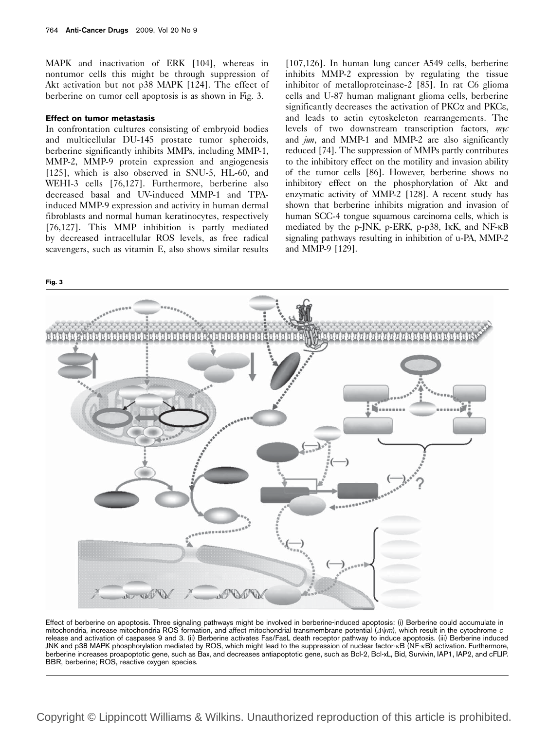MAPK and inactivation of ERK [104], whereas in nontumor cells this might be through suppression of Akt activation but not p38 MAPK [124]. The effect of berberine on tumor cell apoptosis is as shown in Fig. 3.

### Effect on tumor metastasis

In confrontation cultures consisting of embryoid bodies and multicellular DU-145 prostate tumor spheroids, berberine significantly inhibits MMPs, including MMP-1, MMP-2, MMP-9 protein expression and angiogenesis [125], which is also observed in SNU-5, HL-60, and WEHI-3 cells [76,127]. Furthermore, berberine also decreased basal and UV-induced MMP-1 and TPA-induced MMP-9 expression and activity in human dermal fibroblasts and normal human keratinocytes, respectively [76,127]. This MMP inhibition is partly mediated by decreased intracellular ROS levels, as free radical scavengers, such as vitamin E, also shows similar results [107,126]. In human lung cancer A549 cells, berberine inhibits MMP-2 expression by regulating the tissue inhibitor of metalloproteinase-2 [85]. In rat C6 glioma cells and U-87 human malignant glioma cells, berberine significantly decreases the activation of PKCα and PKCε, and leads to actin cytoskeleton rearrangements. The levels of two downstream transcription factors, *myc* and *jun*, and MMP-1 and MMP-2 are also significantly reduced [74]. The suppression of MMPs partly contributes to the inhibitory effect on the motility and invasion ability of the tumor cells [86]. However, berberine shows no inhibitory effect on the phosphorylation of Akt and enzymatic activity of MMP-2 [128]. A recent study has shown that berberine inhibits migration and invasion of human SCC-4 tongue squamous carcinoma cells, which is mediated by the p-JNK, p-ERK, p-p38, IκK, and NF-κB signaling pathways resulting in inhibition of u-PA, MMP-2 and MMP-9 [129].

**Fig. 3**

Effect of berberine on apoptosis. Three signaling pathways might be involved in berberine-induced apoptosis: (i) Berberine could accumulate in mitochondria, increase mitochondria ROS formation, and affect mitochondrial transmembrane potential ($\Delta\psi m$), which result in the cytochrome *c* release and activation of caspases 9 and 3. (ii) Berberine activates Fas/FasL death receptor pathway to induce apoptosis. (iii) Berberine induced JNK and p38 MAPK phosphorylation mediated by ROS, which might lead to the suppression of nuclear factor-κB (NF-κB) activation. Furthermore, berberine increases proapoptotic gene, such as Bax, and decreases antiapoptotic gene, such as Bcl-2, Bcl-xL, Bid, Survivin, IAP1, IAP2, and cFLIP. BBR, berberine; ROS, reactive oxygen species.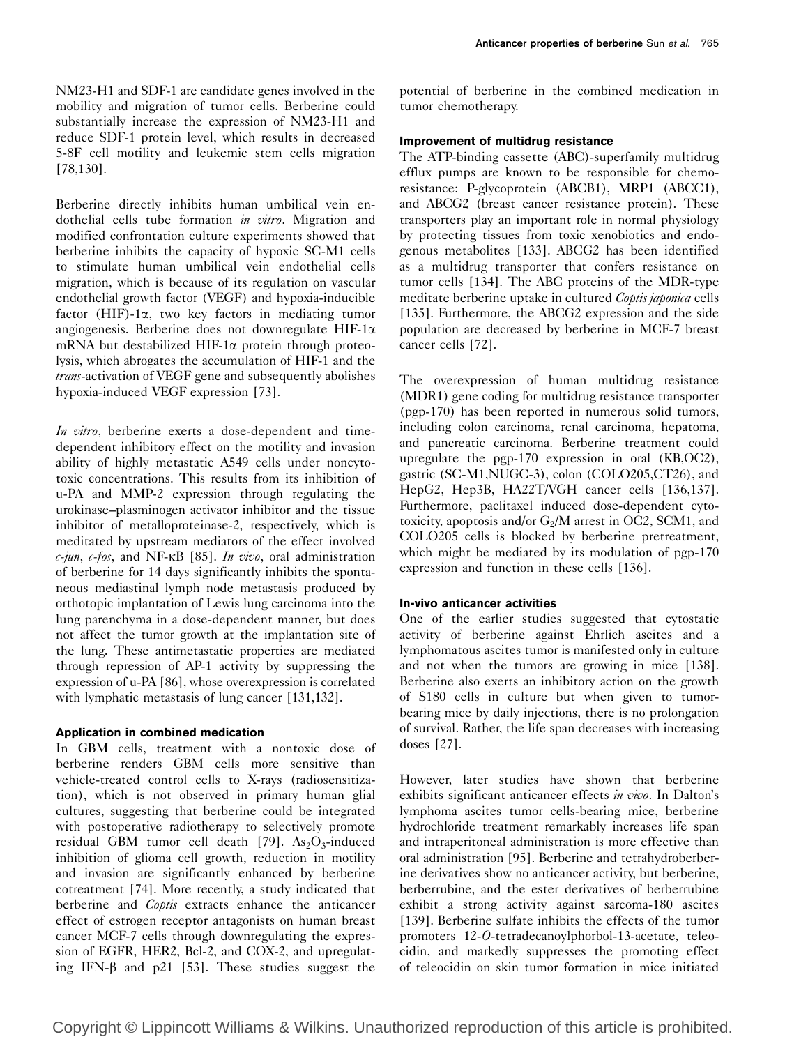NM23-H1 and SDF-1 are candidate genes involved in the mobility and migration of tumor cells. Berberine could substantially increase the expression of NM23-H1 and reduce SDF-1 protein level, which results in decreased 5-8F cell motility and leukemic stem cells migration [78,130].

Berberine directly inhibits human umbilical vein endothelial cells tube formation *in vitro*. Migration and modified confrontation culture experiments showed that berberine inhibits the capacity of hypoxic SC-M1 cells to stimulate human umbilical vein endothelial cells migration, which is because of its regulation on vascular endothelial growth factor (VEGF) and hypoxia-inducible factor (HIF)-1$\alpha$, two key factors in mediating tumor angiogenesis. Berberine does not downregulate HIF-1$\alpha$ mRNA but destabilized HIF-1$\alpha$ protein through proteolysis, which abrogates the accumulation of HIF-1 and the *trans*-activation of VEGF gene and subsequently abolishes hypoxia-induced VEGF expression [73].

*In vitro*, berberine exerts a dose-dependent and time-dependent inhibitory effect on the motility and invasion ability of highly metastatic A549 cells under noncytotoxic concentrations. This results from its inhibition of u-PA and MMP-2 expression through regulating the urokinase–plasminogen activator inhibitor and the tissue inhibitor of metalloproteinase-2, respectively, which is meditated by upstream mediators of the effect involved *c-jun*, *c-fos*, and NF-κB [85]. *In vivo*, oral administration of berberine for 14 days significantly inhibits the spontaneous mediastinal lymph node metastasis produced by orthotopic implantation of Lewis lung carcinoma into the lung parenchyma in a dose-dependent manner, but does not affect the tumor growth at the implantation site of the lung. These antimetastatic properties are mediated through repression of AP-1 activity by suppressing the expression of u-PA [86], whose overexpression is correlated with lymphatic metastasis of lung cancer [131,132].

#### Application in combined medication

In GBM cells, treatment with a nontoxic dose of berberine renders GBM cells more sensitive than vehicle-treated control cells to X-rays (radiosensitization), which is not observed in primary human glial cultures, suggesting that berberine could be integrated with postoperative radiotherapy to selectively promote residual GBM tumor cell death [79]. $As_2O_3$-induced inhibition of glioma cell growth, reduction in motility and invasion are significantly enhanced by berberine cotreatment [74]. More recently, a study indicated that berberine and *Coptis* extracts enhance the anticancer effect of estrogen receptor antagonists on human breast cancer MCF-7 cells through downregulating the expression of EGFR, HER2, Bcl-2, and COX-2, and upregulating IFN-$\beta$ and p21 [53]. These studies suggest the potential of berberine in the combined medication in tumor chemotherapy.

#### Improvement of multidrug resistance

The ATP-binding cassette (ABC)-superfamily multidrug efflux pumps are known to be responsible for chemoresistance: P-glycoprotein (ABCB1), MRP1 (ABCC1), and ABCG2 (breast cancer resistance protein). These transporters play an important role in normal physiology by protecting tissues from toxic xenobiotics and endogenous metabolites [133]. ABCG2 has been identified as a multidrug transporter that confers resistance on tumor cells [134]. The ABC proteins of the MDR-type meditate berberine uptake in cultured *Coptis japonica* cells [135]. Furthermore, the ABCG2 expression and the side population are decreased by berberine in MCF-7 breast cancer cells [72].

The overexpression of human multidrug resistance (MDR1) gene coding for multidrug resistance transporter (pgp-170) has been reported in numerous solid tumors, including colon carcinoma, renal carcinoma, hepatoma, and pancreatic carcinoma. Berberine treatment could upregulate the pgp-170 expression in oral (KB,OC2), gastric (SC-M1,NUGC-3), colon (COLO205,CT26), and HepG2, Hep3B, HA22T/VGH cancer cells [136,137]. Furthermore, paclitaxel induced dose-dependent cytotoxicity, apoptosis and/or $G_2$/M arrest in OC2, SCM1, and COLO205 cells is blocked by berberine pretreatment, which might be mediated by its modulation of pgp-170 expression and function in these cells [136].

#### In-vivo anticancer activities

One of the earlier studies suggested that cytostatic activity of berberine against Ehrlich ascites and a lymphomatous ascites tumor is manifested only in culture and not when the tumors are growing in mice [138]. Berberine also exerts an inhibitory action on the growth of S180 cells in culture but when given to tumor-bearing mice by daily injections, there is no prolongation of survival. Rather, the life span decreases with increasing doses [27].

However, later studies have shown that berberine exhibits significant anticancer effects *in vivo*. In Dalton's lymphoma ascites tumor cells-bearing mice, berberine hydrochloride treatment remarkably increases life span and intraperitoneal administration is more effective than oral administration [95]. Berberine and tetrahydroberberine derivatives show no anticancer activity, but berberine, berberrubine, and the ester derivatives of berberrubine exhibit a strong activity against sarcoma-180 ascites [139]. Berberine sulfate inhibits the effects of the tumor promoters 12-*O*-tetradecanoylphorbol-13-acetate, teleocidin, and markedly suppresses the promoting effect of teleocidin on skin tumor formation in mice initiated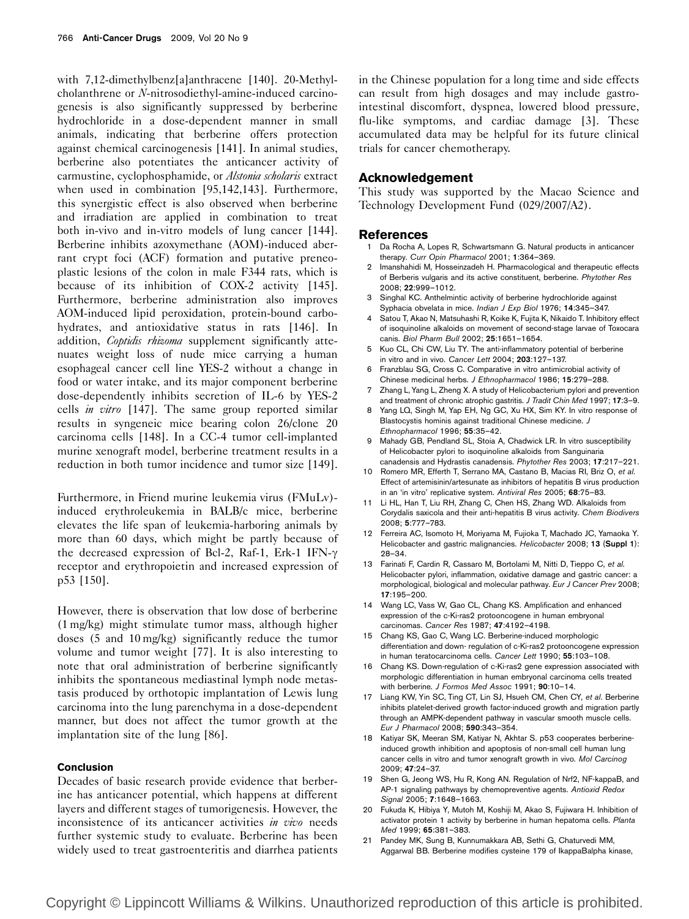with 7,12-dimethylbenz[a]anthracene [140]. 20-Methylcholanthrene or *N*-nitrosodiethyl-amine-induced carcinogenesis is also significantly suppressed by berberine hydrochloride in a dose-dependent manner in small animals, indicating that berberine offers protection against chemical carcinogenesis [141]. In animal studies, berberine also potentiates the anticancer activity of carmustine, cyclophosphamide, or *Alstonia scholaris* extract when used in combination [95,142,143]. Furthermore, this synergistic effect is also observed when berberine and irradiation are applied in combination to treat both in-vivo and in-vitro models of lung cancer [144]. Berberine inhibits azoxymethane (AOM)-induced aberrant crypt foci (ACF) formation and putative preneoplastic lesions of the colon in male F344 rats, which is because of its inhibition of COX-2 activity [145]. Furthermore, berberine administration also improves AOM-induced lipid peroxidation, protein-bound carbohydrates, and antioxidative status in rats [146]. In addition, *Coptidis rhizoma* supplement significantly attenuates weight loss of nude mice carrying a human esophageal cancer cell line YES-2 without a change in food or water intake, and its major component berberine dose-dependently inhibits secretion of IL-6 by YES-2 cells *in vitro* [147]. The same group reported similar results in syngeneic mice bearing colon 26/clone 20 carcinoma cells [148]. In a CC-4 tumor cell-implanted murine xenograft model, berberine treatment results in a reduction in both tumor incidence and tumor size [149].

Furthermore, in Friend murine leukemia virus (FMuLv)-induced erythroleukemia in BALB/c mice, berberine elevates the life span of leukemia-harboring animals by more than 60 days, which might be partly because of the decreased expression of Bcl-2, Raf-1, Erk-1 IFN-$\gamma$ receptor and erythropoietin and increased expression of p53 [150].

However, there is observation that low dose of berberine (1 mg/kg) might stimulate tumor mass, although higher doses (5 and 10 mg/kg) significantly reduce the tumor volume and tumor weight [77]. It is also interesting to note that oral administration of berberine significantly inhibits the spontaneous mediastinal lymph node metastasis produced by orthotopic implantation of Lewis lung carcinoma into the lung parenchyma in a dose-dependent manner, but does not affect the tumor growth at the implantation site of the lung [86].

### Conclusion

Decades of basic research provide evidence that berberine has anticancer potential, which happens at different layers and different stages of tumorigenesis. However, the inconsistence of its anticancer activities *in vivo* needs further systemic study to evaluate. Berberine has been widely used to treat gastroenteritis and diarrhea patients in the Chinese population for a long time and side effects can result from high dosages and may include gastrointestinal discomfort, dyspnea, lowered blood pressure, flu-like symptoms, and cardiac damage [3]. These accumulated data may be helpful for its future clinical trials for cancer chemotherapy.

## Acknowledgement

This study was supported by the Macao Science and Technology Development Fund (029/2007/A2).

## References

1. Da Rocha A, Lopes R, Schwartsmann G. Natural products in anticancer therapy. *Curr Opin Pharmacol* 2001; **1**:364–369.
2. Imanshahidi M, Hosseinzadeh H. Pharmacological and therapeutic effects of Berberis vulgaris and its active constituent, berberine. *Phytother Res* 2008; **22**:999–1012.
3. Singhal KC. Anthelmintic activity of berberine hydrochloride against Syphacia obvelata in mice. *Indian J Exp Biol* 1976; **14**:345–347.
4. Satou T, Akao N, Matsuhashi R, Koike K, Fujita K, Nikaido T. Inhibitory effect of isoquinoline alkaloids on movement of second-stage larvae of Toxocara canis. *Biol Pharm Bull* 2002; **25**:1651–1654.
5. Kuo CL, Chi CW, Liu TY. The anti-inflammatory potential of berberine in vitro and in vivo. *Cancer Lett* 2004; **203**:127–137.
6. Franzblau SG, Cross C. Comparative in vitro antimicrobial activity of Chinese medicinal herbs. *J Ethnopharmacol* 1986; **15**:279–288.
7. Zhang L, Yang L, Zheng X. A study of Helicobacterium pylori and prevention and treatment of chronic atrophic gastritis. *J Tradit Chin Med* 1997; **17**:3–9.
8. Yang LQ, Singh M, Yap EH, Ng GC, Xu HX, Sim KY. In vitro response of Blastocystis hominis against traditional Chinese medicine. *J Ethnopharmacol* 1996; **55**:35–42.
9. Mahady GB, Pendland SL, Stoia A, Chadwick LR. In vitro susceptibility of Helicobacter pylori to isoquinoline alkaloids from Sanguinaria canadensis and Hydrastis canadensis. *Phytother Res* 2003; **17**:217–221.
10. Romero MR, Efferth T, Serrano MA, Castano B, Macias RI, Briz O, *et al.* Effect of artemisinin/artesunate as inhibitors of hepatitis B virus production in an 'in vitro' replicative system. *Antiviral Res* 2005; **68**:75–83.
11. Li HL, Han T, Liu RH, Zhang C, Chen HS, Zhang WD. Alkaloids from Corydalis saxicola and their anti-hepatitis B virus activity. *Chem Biodivers* 2008; **5**:777–783.
12. Ferreira AC, Isomoto H, Moriyama M, Fujioka T, Machado JC, Yamaoka Y. Helicobacter and gastric malignancies. *Helicobacter* 2008; **13 (Suppl 1)**: 28–34.
13. Farinati F, Cardin R, Cassaro M, Bortolami M, Nitti D, Tieppo C, *et al.* Helicobacter pylori, inflammation, oxidative damage and gastric cancer: a morphological, biological and molecular pathway. *Eur J Cancer Prev* 2008; **17**:195–200.
14. Wang LC, Vass W, Gao CL, Chang KS. Amplification and enhanced expression of the c-Ki-ras2 protooncogene in human embryonal carcinomas. *Cancer Res* 1987; **47**:4192–4198.
15. Chang KS, Gao C, Wang LC. Berberine-induced morphologic differentiation and down- regulation of c-Ki-ras2 protooncogene expression in human teratocarcinoma cells. *Cancer Lett* 1990; **55**:103–108.
16. Chang KS. Down-regulation of c-Ki-ras2 gene expression associated with morphologic differentiation in human embryonal carcinoma cells treated with berberine. *J Formos Med Assoc* 1991; **90**:10–14.
17. Liang KW, Yin SC, Ting CT, Lin SJ, Hsueh CM, Chen CY, *et al.* Berberine inhibits platelet-derived growth factor-induced growth and migration partly through an AMPK-dependent pathway in vascular smooth muscle cells. *Eur J Pharmacol* 2008; **590**:343–354.
18. Katiyar SK, Meeran SM, Katiyar N, Akhtar S. p53 cooperates berberine-induced growth inhibition and apoptosis of non-small cell human lung cancer cells in vitro and tumor xenograft growth in vivo. *Mol Carcinog* 2009; **47**:24–37.
19. Shen G, Jeong WS, Hu R, Kong AN. Regulation of Nrf2, NF-kappaB, and AP-1 signaling pathways by chemopreventive agents. *Antioxid Redox Signal* 2005; **7**:1648–1663.
20. Fukuda K, Hibiya Y, Mutoh M, Koshiji M, Akao S, Fujiwara H. Inhibition of activator protein 1 activity by berberine in human hepatoma cells. *Planta Med* 1999; **65**:381–383.
21. Pandey MK, Sung B, Kunnumakkara AB, Sethi G, Chaturvedi MM, Aggarwal BB. Berberine modifies cysteine 179 of IkappaBalpha kinase,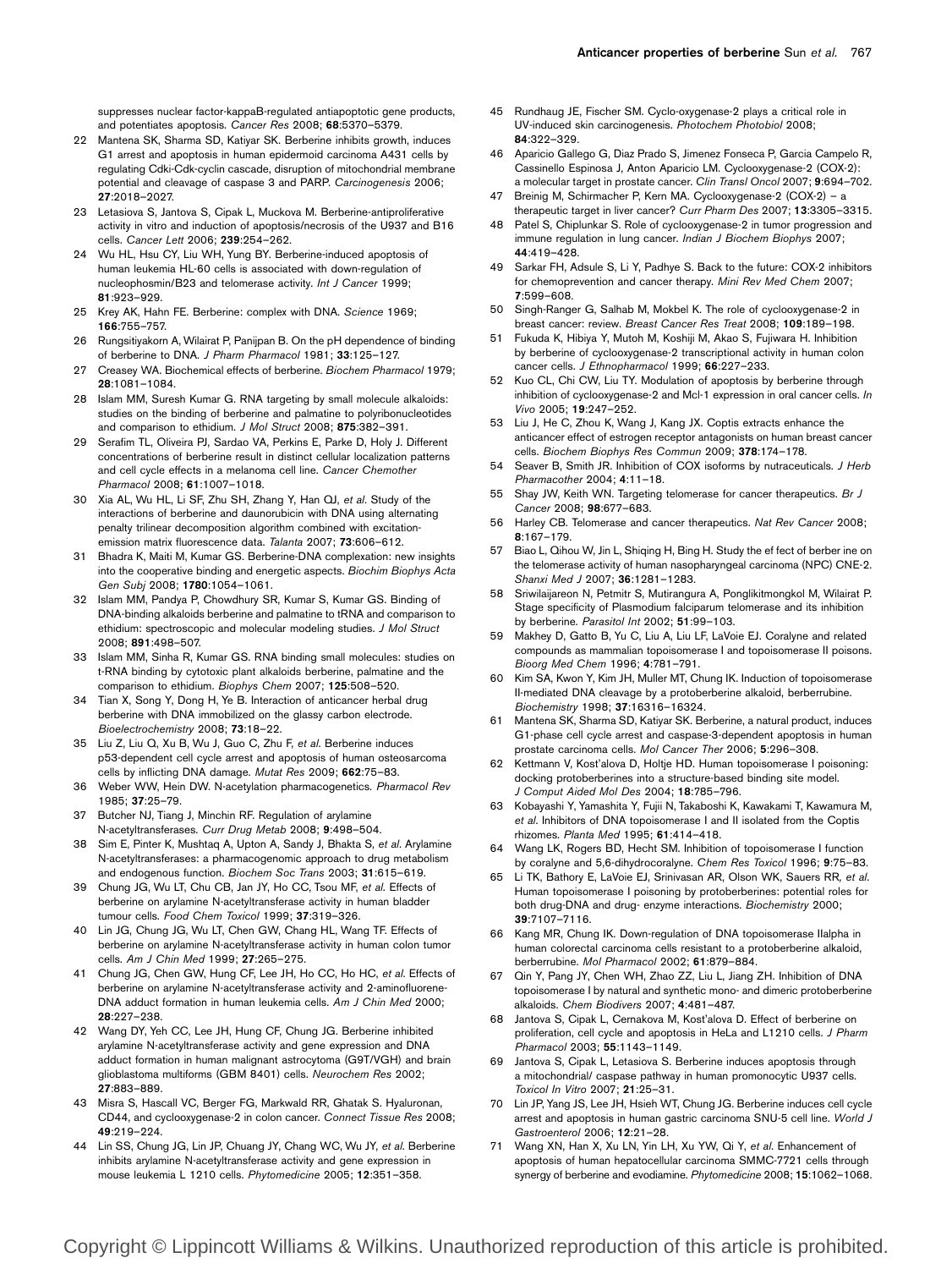suppresses nuclear factor-kappaB-regulated antiapoptotic gene products, and potentiates apoptosis. *Cancer Res* 2008; **68**:5370–5379.

22 Mantena SK, Sharma SD, Katiyar SK. Berberine inhibits growth, induces G1 arrest and apoptosis in human epidermoid carcinoma A431 cells by regulating Cdki-Cdk-cyclin cascade, disruption of mitochondrial membrane potential and cleavage of caspase 3 and PARP. *Carcinogenesis* 2006; **27**:2018–2027.

23 Letasiova S, Jantova S, Cipak L, Muckova M. Berberine-antiproliferative activity in vitro and induction of apoptosis/necrosis of the U937 and B16 cells. *Cancer Lett* 2006; **239**:254–262.

24 Wu HL, Hsu CY, Liu WH, Yung BY. Berberine-induced apoptosis of human leukemia HL-60 cells is associated with down-regulation of nucleophosmin/B23 and telomerase activity. *Int J Cancer* 1999; **81**:923–929.

25 Krey AK, Hahn FE. Berberine: complex with DNA. *Science* 1969; **166**:755–757.

26 Rungsitiyakorn A, Wilairat P, Panijpan B. On the pH dependence of binding of berberine to DNA. *J Pharm Pharmacol* 1981; **33**:125–127.

27 Creasey WA. Biochemical effects of berberine. *Biochem Pharmacol* 1979; **28**:1081–1084.

28 Islam MM, Suresh Kumar G. RNA targeting by small molecule alkaloids: studies on the binding of berberine and palmatine to polyribonucleotides and comparison to ethidium. *J Mol Struct* 2008; **875**:382–391.

29 Serafim TL, Oliveira PJ, Sardao VA, Perkins E, Parke D, Holy J. Different concentrations of berberine result in distinct cellular localization patterns and cell cycle effects in a melanoma cell line. *Cancer Chemother Pharmacol* 2008; **61**:1007–1018.

30 Xia AL, Wu HL, Li SF, Zhu SH, Zhang Y, Han QJ, *et al.* Study of the interactions of berberine and daunorubicin with DNA using alternating penalty trilinear decomposition algorithm combined with excitation-emission matrix fluorescence data. *Talanta* 2007; **73**:606–612.

31 Bhadra K, Maiti M, Kumar GS. Berberine-DNA complexation: new insights into the cooperative binding and energetic aspects. *Biochim Biophys Acta Gen Subj* 2008; **1780**:1054–1061.

32 Islam MM, Pandya P, Chowdhury SR, Kumar S, Kumar GS. Binding of DNA-binding alkaloids berberine and palmatine to tRNA and comparison to ethidium: spectroscopic and molecular modeling studies. *J Mol Struct* 2008; **891**:498–507.

33 Islam MM, Sinha R, Kumar GS. RNA binding small molecules: studies on t-RNA binding by cytotoxic plant alkaloids berberine, palmatine and the comparison to ethidium. *Biophys Chem* 2007; **125**:508–520.

34 Tian X, Song Y, Dong H, Ye B. Interaction of anticancer herbal drug berberine with DNA immobilized on the glassy carbon electrode. *Bioelectrochemistry* 2008; **73**:18–22.

35 Liu Z, Liu Q, Xu B, Wu J, Guo C, Zhu F, *et al.* Berberine induces p53-dependent cell cycle arrest and apoptosis of human osteosarcoma cells by inflicting DNA damage. *Mutat Res* 2009; **662**:75–83.

36 Weber WW, Hein DW. N-acetylation pharmacogenetics. *Pharmacol Rev* 1985; **37**:25–79.

37 Butcher NJ, Tiang J, Minchin RF. Regulation of arylamine N-acetyltransferases. *Curr Drug Metab* 2008; **9**:498–504.

38 Sim E, Pinter K, Mushtaq A, Upton A, Sandy J, Bhakta S, *et al.* Arylamine N-acetyltransferases: a pharmacogenomic approach to drug metabolism and endogenous function. *Biochem Soc Trans* 2003; **31**:615–619.

39 Chung JG, Wu LT, Chu CB, Jan JY, Ho CC, Tsou MF, *et al.* Effects of berberine on arylamine N-acetyltransferase activity in human bladder tumour cells. *Food Chem Toxicol* 1999; **37**:319–326.

40 Lin JG, Chung JG, Wu LT, Chen GW, Chang HL, Wang TF. Effects of berberine on arylamine N-acetyltransferase activity in human colon tumor cells. *Am J Chin Med* 1999; **27**:265–275.

41 Chung JG, Chen GW, Hung CF, Lee JH, Ho CC, Ho HC, *et al.* Effects of berberine on arylamine N-acetyltransferase activity and 2-aminofluorene-DNA adduct formation in human leukemia cells. *Am J Chin Med* 2000; **28**:227–238.

42 Wang DY, Yeh CC, Lee JH, Hung CF, Chung JG. Berberine inhibited arylamine N-acetyltransferase activity and gene expression and DNA adduct formation in human malignant astrocytoma (G9T/VGH) and brain glioblastoma multiforms (GBM 8401) cells. *Neurochem Res* 2002; **27**:883–889.

43 Misra S, Hascall VC, Berger FG, Markwald RR, Ghatak S. Hyaluronan, CD44, and cyclooxygenase-2 in colon cancer. *Connect Tissue Res* 2008; **49**:219–224.

44 Lin SS, Chung JG, Lin JP, Chuang JY, Chang WC, Wu JY, *et al.* Berberine inhibits arylamine N-acetyltransferase activity and gene expression in mouse leukemia L 1210 cells. *Phytomedicine* 2005; **12**:351–358.

45 Rundhaug JE, Fischer SM. Cyclo-oxygenase-2 plays a critical role in UV-induced skin carcinogenesis. *Photochem Photobiol* 2008; **84**:322–329.

46 Aparicio Gallego G, Diaz Prado S, Jimenez Fonseca P, Garcia Campelo R, Cassinello Espinosa J, Anton Aparicio LM. Cyclooxygenase-2 (COX-2): a molecular target in prostate cancer. *Clin Transl Oncol* 2007; **9**:694–702.

47 Breinig M, Schirmacher P, Kern MA. Cyclooxygenase-2 (COX-2) – a therapeutic target in liver cancer? *Curr Pharm Des* 2007; **13**:3305–3315.

48 Patel S, Chiplunkar S. Role of cyclooxygenase-2 in tumor progression and immune regulation in lung cancer. *Indian J Biochem Biophys* 2007; **44**:419–428.

49 Sarkar FH, Adsule S, Li Y, Padhye S. Back to the future: COX-2 inhibitors for chemoprevention and cancer therapy. *Mini Rev Med Chem* 2007; **7**:599–608.

50 Singh-Ranger G, Salhab M, Mokbel K. The role of cyclooxygenase-2 in breast cancer: review. *Breast Cancer Res Treat* 2008; **109**:189–198.

51 Fukuda K, Hibiya Y, Mutoh M, Koshiji M, Akao S, Fujiwara H. Inhibition by berberine of cyclooxygenase-2 transcriptional activity in human colon cancer cells. *J Ethnopharmacol* 1999; **66**:227–233.

52 Kuo CL, Chi CW, Liu TY. Modulation of apoptosis by berberine through inhibition of cyclooxygenase-2 and Mcl-1 expression in oral cancer cells. *In Vivo* 2005; **19**:247–252.

53 Liu J, He C, Zhou K, Wang J, Kang JX. Coptis extracts enhance the anticancer effect of estrogen receptor antagonists on human breast cancer cells. *Biochem Biophys Res Commun* 2009; **378**:174–178.

54 Seaver B, Smith JR. Inhibition of COX isoforms by nutraceuticals. *J Herb Pharmacother* 2004; **4**:11–18.

55 Shay JW, Keith WN. Targeting telomerase for cancer therapeutics. *Br J Cancer* 2008; **98**:677–683.

56 Harley CB. Telomerase and cancer therapeutics. *Nat Rev Cancer* 2008; **8**:167–179.

57 Biao L, Qihou W, Jin L, Shiqing H, Bing H. Study the ef fect of berber ine on the telomerase activity of human nasopharyngeal carcinoma (NPC) CNE-2. *Shanxi Med J* 2007; **36**:1281–1283.

58 Sriwilaijareon N, Petmitr S, Mutirangura A, Ponglikitmongkol M, Wilairat P. Stage specificity of Plasmodium falciparum telomerase and its inhibition by berberine. *Parasitol Int* 2002; **51**:99–103.

59 Makhey D, Gatto B, Yu C, Liu A, Liu LF, LaVoie EJ. Coralyne and related compounds as mammalian topoisomerase I and topoisomerase II poisons. *Bioorg Med Chem* 1996; **4**:781–791.

60 Kim SA, Kwon Y, Kim JH, Muller MT, Chung IK. Induction of topoisomerase II-mediated DNA cleavage by a protoberberine alkaloid, berberrubine. *Biochemistry* 1998; **37**:16316–16324.

61 Mantena SK, Sharma SD, Katiyar SK. Berberine, a natural product, induces G1-phase cell cycle arrest and caspase-3-dependent apoptosis in human prostate carcinoma cells. *Mol Cancer Ther* 2006; **5**:296–308.

62 Kettmann V, Kost'alova D, Holtje HD. Human topoisomerase I poisoning: docking protoberberines into a structure-based binding site model. *J Comput Aided Mol Des* 2004; **18**:785–796.

63 Kobayashi Y, Yamashita Y, Fujii N, Takaboshi K, Kawakami T, Kawamura M, *et al.* Inhibitors of DNA topoisomerase I and II isolated from the Coptis rhizomes. *Planta Med* 1995; **61**:414–418.

64 Wang LK, Rogers BD, Hecht SM. Inhibition of topoisomerase I function by coralyne and 5,6-dihydrocoralyne. *Chem Res Toxicol* 1996; **9**:75–83.

65 Li TK, Bathory E, LaVoie EJ, Srinivasan AR, Olson WK, Sauers RR, *et al.* Human topoisomerase I poisoning by protoberberines: potential roles for both drug-DNA and drug- enzyme interactions. *Biochemistry* 2000; **39**:7107–7116.

66 Kang MR, Chung IK. Down-regulation of DNA topoisomerase IIalpha in human colorectal carcinoma cells resistant to a protoberberine alkaloid, berberrubine. *Mol Pharmacol* 2002; **61**:879–884.

67 Qin Y, Pang JY, Chen WH, Zhao ZZ, Liu L, Jiang ZH. Inhibition of DNA topoisomerase I by natural and synthetic mono- and dimeric protoberberine alkaloids. *Chem Biodivers* 2007; **4**:481–487.

68 Jantova S, Cipak L, Cernakova M, Kost'alova D. Effect of berberine on proliferation, cell cycle and apoptosis in HeLa and L1210 cells. *J Pharm Pharmacol* 2003; **55**:1143–1149.

69 Jantova S, Cipak L, Letasiova S. Berberine induces apoptosis through a mitochondrial/ caspase pathway in human promonocytic U937 cells. *Toxicol In Vitro* 2007; **21**:25–31.

70 Lin JP, Yang JS, Lee JH, Hsieh WT, Chung JG. Berberine induces cell cycle arrest and apoptosis in human gastric carcinoma SNU-5 cell line. *World J Gastroenterol* 2006; **12**:21–28.

71 Wang XN, Han X, Xu LN, Yin LH, Xu YW, Qi Y, *et al.* Enhancement of apoptosis of human hepatocellular carcinoma SMMC-7721 cells through synergy of berberine and evodiamine. *Phytomedicine* 2008; **15**:1062–1068.

Copyright © Lippincott Williams & Wilkins. Unauthorized reproduction of this article is prohibited.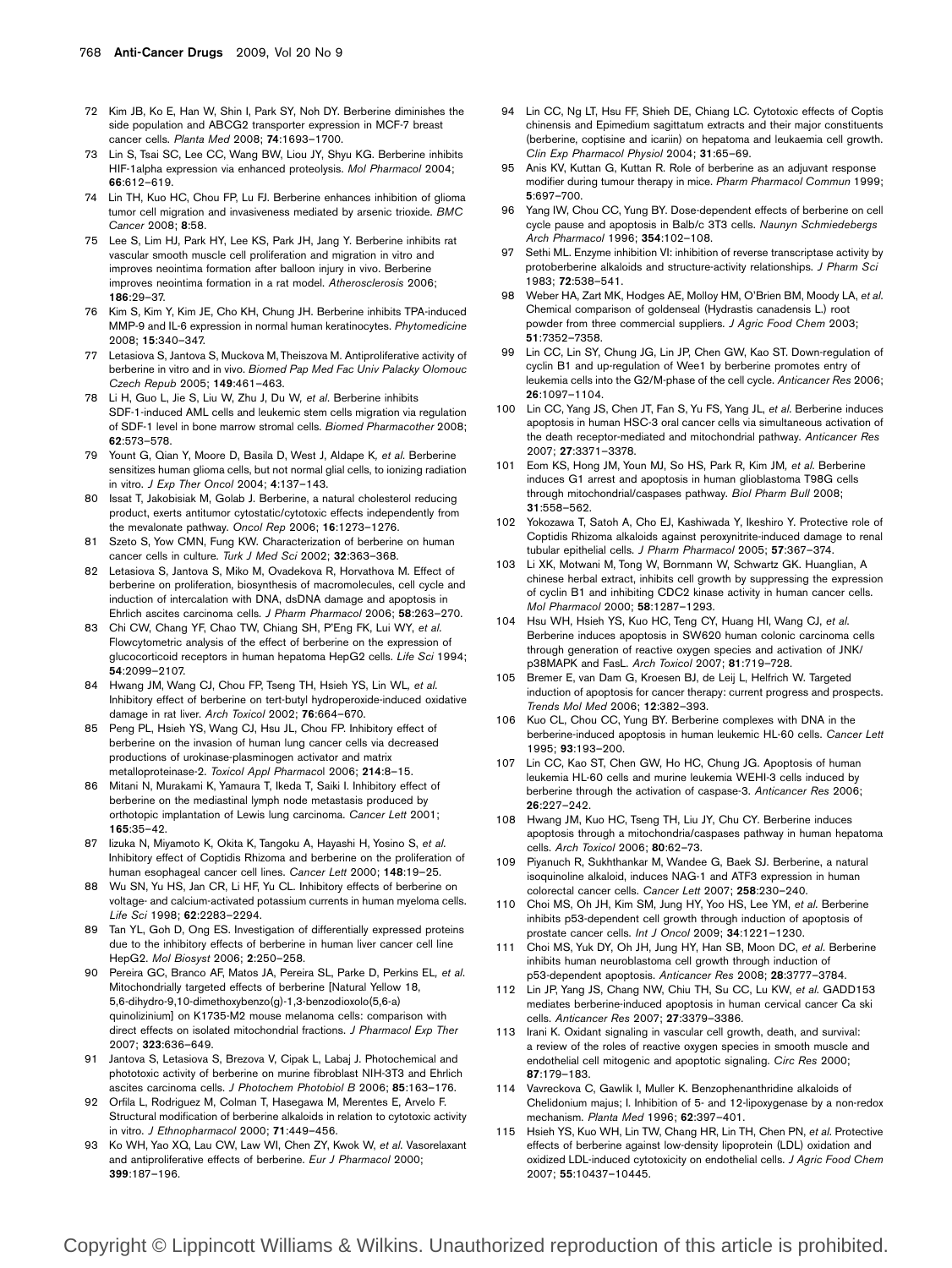72 Kim JB, Ko E, Han W, Shin I, Park SY, Noh DY. Berberine diminishes the side population and ABCG2 transporter expression in MCF-7 breast cancer cells. *Planta Med* 2008; **74**:1693–1700.

73 Lin S, Tsai SC, Lee CC, Wang BW, Liou JY, Shyu KG. Berberine inhibits HIF-1alpha expression via enhanced proteolysis. *Mol Pharmacol* 2004; **66**:612–619.

74 Lin TH, Kuo HC, Chou FP, Lu FJ. Berberine enhances inhibition of glioma tumor cell migration and invasiveness mediated by arsenic trioxide. *BMC Cancer* 2008; **8**:58.

75 Lee S, Lim HJ, Park HY, Lee KS, Park JH, Jang Y. Berberine inhibits rat vascular smooth muscle cell proliferation and migration in vitro and improves neointima formation after balloon injury in vivo. Berberine improves neointima formation in a rat model. *Atherosclerosis* 2006; **186**:29–37.

76 Kim S, Kim Y, Kim JE, Cho KH, Chung JH. Berberine inhibits TPA-induced MMP-9 and IL-6 expression in normal human keratinocytes. *Phytomedicine* 2008; **15**:340–347.

77 Letasiova S, Jantova S, Muckova M, Theiszova M. Antiproliferative activity of berberine in vitro and in vivo. *Biomed Pap Med Fac Univ Palacky Olomouc Czech Repub* 2005; **149**:461–463.

78 Li H, Guo L, Jie S, Liu W, Zhu J, Du W, *et al*. Berberine inhibits SDF-1-induced AML cells and leukemic stem cells migration via regulation of SDF-1 level in bone marrow stromal cells. *Biomed Pharmacother* 2008; **62**:573–578.

79 Yount G, Qian Y, Moore D, Basila D, West J, Aldape K, *et al*. Berberine sensitizes human glioma cells, but not normal glial cells, to ionizing radiation in vitro. *J Exp Ther Oncol* 2004; **4**:137–143.

80 Issat T, Jakobisiak M, Golab J. Berberine, a natural cholesterol reducing product, exerts antitumor cytostatic/cytotoxic effects independently from the mevalonate pathway. *Oncol Rep* 2006; **16**:1273–1276.

81 Szeto S, Yow CMN, Fung KW. Characterization of berberine on human cancer cells in culture. *Turk J Med Sci* 2002; **32**:363–368.

82 Letasiova S, Jantova S, Miko M, Ovadekova R, Horvathova M. Effect of berberine on proliferation, biosynthesis of macromolecules, cell cycle and induction of intercalation with DNA, dsDNA damage and apoptosis in Ehrlich ascites carcinoma cells. *J Pharm Pharmacol* 2006; **58**:263–270.

83 Chi CW, Chang YF, Chao TW, Chiang SH, P'Eng FK, Lui WY, *et al*. Flowcytometric analysis of the effect of berberine on the expression of glucocorticoid receptors in human hepatoma HepG2 cells. *Life Sci* 1994; **54**:2099–2107.

84 Hwang JM, Wang CJ, Chou FP, Tseng TH, Hsieh YS, Lin WL, *et al*. Inhibitory effect of berberine on tert-butyl hydroperoxide-induced oxidative damage in rat liver. *Arch Toxicol* 2002; **76**:664–670.

85 Peng PL, Hsieh YS, Wang CJ, Hsu JL, Chou FP. Inhibitory effect of berberine on the invasion of human lung cancer cells via decreased productions of urokinase-plasminogen activator and matrix metalloproteinase-2. *Toxicol Appl Pharmacol* 2006; **214**:8–15.

86 Mitani N, Murakami K, Yamaura T, Ikeda T, Saiki I. Inhibitory effect of berberine on the mediastinal lymph node metastasis produced by orthotopic implantation of Lewis lung carcinoma. *Cancer Lett* 2001; **165**:35–42.

87 Iizuka N, Miyamoto K, Okita K, Tangoku A, Hayashi H, Yosino S, *et al*. Inhibitory effect of Coptidis Rhizoma and berberine on the proliferation of human esophageal cancer cell lines. *Cancer Lett* 2000; **148**:19–25.

88 Wu SN, Yu HS, Jan CR, Li HF, Yu CL. Inhibitory effects of berberine on voltage- and calcium-activated potassium currents in human myeloma cells. *Life Sci* 1998; **62**:2283–2294.

89 Tan YL, Goh D, Ong ES. Investigation of differentially expressed proteins due to the inhibitory effects of berberine in human liver cancer cell line HepG2. *Mol Biosyst* 2006; **2**:250–258.

90 Pereira GC, Branco AF, Matos JA, Pereira SL, Parke D, Perkins EL, *et al*. Mitochondrially targeted effects of berberine [Natural Yellow 18, 5,6-dihydro-9,10-dimethoxybenzo(g)-1,3-benzodioxolo(5,6-a) quinolizinium] on K1735-M2 mouse melanoma cells: comparison with direct effects on isolated mitochondrial fractions. *J Pharmacol Exp Ther* 2007; **323**:636–649.

91 Jantova S, Letasiova S, Brezova V, Cipak L, Labaj J. Photochemical and phototoxic activity of berberine on murine fibroblast NIH-3T3 and Ehrlich ascites carcinoma cells. *J Photochem Photobiol B* 2006; **85**:163–176.

92 Orfila L, Rodriguez M, Colman T, Hasegawa M, Merentes E, Arvelo F. Structural modification of berberine alkaloids in relation to cytotoxic activity in vitro. *J Ethnopharmacol* 2000; **71**:449–456.

93 Ko WH, Yao XQ, Lau CW, Law WI, Chen ZY, Kwok W, *et al*. Vasorelaxant and antiproliferative effects of berberine. *Eur J Pharmacol* 2000; **399**:187–196.

94 Lin CC, Ng LT, Hsu FF, Shieh DE, Chiang LC. Cytotoxic effects of Coptis chinensis and Epimedium sagittatum extracts and their major constituents (berberine, coptisine and icariin) on hepatoma and leukaemia cell growth. *Clin Exp Pharmacol Physiol* 2004; **31**:65–69.

95 Anis KV, Kuttan G, Kuttan R. Role of berberine as an adjuvant response modifier during tumour therapy in mice. *Pharm Pharmacol Commun* 1999; **5**:697–700.

96 Yang IW, Chou CC, Yung BY. Dose-dependent effects of berberine on cell cycle pause and apoptosis in Balb/c 3T3 cells. *Naunyn Schmiedebergs Arch Pharmacol* 1996; **354**:102–108.

97 Sethi ML. Enzyme inhibition VI: inhibition of reverse transcriptase activity by protoberberine alkaloids and structure-activity relationships. *J Pharm Sci* 1983; **72**:538–541.

98 Weber HA, Zart MK, Hodges AE, Molloy HM, O'Brien BM, Moody LA, *et al*. Chemical comparison of goldenseal (Hydrastis canadensis L.) root powder from three commercial suppliers. *J Agric Food Chem* 2003; **51**:7352–7358.

99 Lin CC, Lin SY, Chung JG, Lin JP, Chen GW, Kao ST. Down-regulation of cyclin B1 and up-regulation of Wee1 by berberine promotes entry of leukemia cells into the G2/M-phase of the cell cycle. *Anticancer Res* 2006; **26**:1097–1104.

100 Lin CC, Yang JS, Chen JT, Fan S, Yu FS, Yang JL, *et al*. Berberine induces apoptosis in human HSC-3 oral cancer cells via simultaneous activation of the death receptor-mediated and mitochondrial pathway. *Anticancer Res* 2007; **27**:3371–3378.

101 Eom KS, Hong JM, Youn MJ, So HS, Park R, Kim JM, *et al*. Berberine induces G1 arrest and apoptosis in human glioblastoma T98G cells through mitochondrial/caspases pathway. *Biol Pharm Bull* 2008; **31**:558–562.

102 Yokozawa T, Satoh A, Cho EJ, Kashiwada Y, Ikeshiro Y. Protective role of Coptidis Rhizoma alkaloids against peroxynitrite-induced damage to renal tubular epithelial cells. *J Pharm Pharmacol* 2005; **57**:367–374.

103 Li XK, Motwani M, Tong W, Bornmann W, Schwartz GK. Huanglian, A chinese herbal extract, inhibits cell growth by suppressing the expression of cyclin B1 and inhibiting CDC2 kinase activity in human cancer cells. *Mol Pharmacol* 2000; **58**:1287–1293.

104 Hsu WH, Hsieh YS, Kuo HC, Teng CY, Huang HI, Wang CJ, *et al*. Berberine induces apoptosis in SW620 human colonic carcinoma cells through generation of reactive oxygen species and activation of JNK/p38MAPK and FasL. *Arch Toxicol* 2007; **81**:719–728.

105 Bremer E, van Dam G, Kroesen BJ, de Leij L, Helfrich W. Targeted induction of apoptosis for cancer therapy: current progress and prospects. *Trends Mol Med* 2006; **12**:382–393.

106 Kuo CL, Chou CC, Yung BY. Berberine complexes with DNA in the berberine-induced apoptosis in human leukemic HL-60 cells. *Cancer Lett* 1995; **93**:193–200.

107 Lin CC, Kao ST, Chen GW, Ho HC, Chung JG. Apoptosis of human leukemia HL-60 cells and murine leukemia WEHI-3 cells induced by berberine through the activation of caspase-3. *Anticancer Res* 2006; **26**:227–242.

108 Hwang JM, Kuo HC, Tseng TH, Liu JY, Chu CY. Berberine induces apoptosis through a mitochondria/caspases pathway in human hepatoma cells. *Arch Toxicol* 2006; **80**:62–73.

109 Piyanuch R, Sukhthankar M, Wandee G, Baek SJ. Berberine, a natural isoquinoline alkaloid, induces NAG-1 and ATF3 expression in human colorectal cancer cells. *Cancer Lett* 2007; **258**:230–240.

110 Choi MS, Oh JH, Kim SM, Jung HY, Yoo HS, Lee YM, *et al*. Berberine inhibits p53-dependent cell growth through induction of apoptosis of prostate cancer cells. *Int J Oncol* 2009; **34**:1221–1230.

111 Choi MS, Yuk DY, Oh JH, Jung HY, Han SB, Moon DC, *et al*. Berberine inhibits human neuroblastoma cell growth through induction of p53-dependent apoptosis. *Anticancer Res* 2008; **28**:3777–3784.

112 Lin JP, Yang JS, Chang NW, Chiu TH, Su CC, Lu KW, *et al*. GADD153 mediates berberine-induced apoptosis in human cervical cancer Ca ski cells. *Anticancer Res* 2007; **27**:3379–3386.

113 Irani K. Oxidant signaling in vascular cell growth, death, and survival: a review of the roles of reactive oxygen species in smooth muscle and endothelial cell mitogenic and apoptotic signaling. *Circ Res* 2000; **87**:179–183.

114 Vavreckova C, Gawlik I, Muller K. Benzophenanthridine alkaloids of Chelidonium majus; I. Inhibition of 5- and 12-lipoxygenase by a non-redox mechanism. *Planta Med* 1996; **62**:397–401.

115 Hsieh YS, Kuo WH, Lin TW, Chang HR, Lin TH, Chen PN, *et al*. Protective effects of berberine against low-density lipoprotein (LDL) oxidation and oxidized LDL-induced cytotoxicity on endothelial cells. *J Agric Food Chem* 2007; **55**:10437–10445.

Copyright © Lippincott Williams & Wilkins. Unauthorized reproduction of this article is prohibited.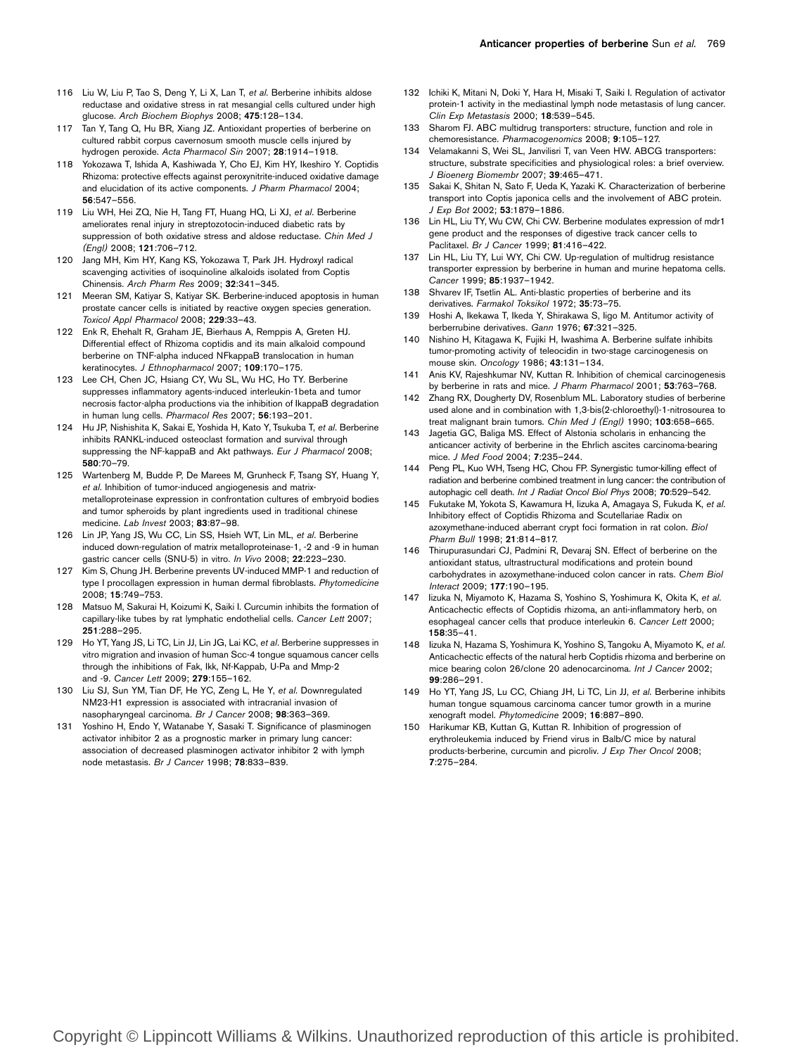116 Liu W, Liu P, Tao S, Deng Y, Li X, Lan T, *et al*. Berberine inhibits aldose reductase and oxidative stress in rat mesangial cells cultured under high glucose. *Arch Biochem Biophys* 2008; **475**:128–134.

117 Tan Y, Tang Q, Hu BR, Xiang JZ. Antioxidant properties of berberine on cultured rabbit corpus cavernosum smooth muscle cells injured by hydrogen peroxide. *Acta Pharmacol Sin* 2007; **28**:1914–1918.

118 Yokozawa T, Ishida A, Kashiwada Y, Cho EJ, Kim HY, Ikeshiro Y. Coptidis Rhizoma: protective effects against peroxynitrite-induced oxidative damage and elucidation of its active components. *J Pharm Pharmacol* 2004; **56**:547–556.

119 Liu WH, Hei ZQ, Nie H, Tang FT, Huang HQ, Li XJ, *et al*. Berberine ameliorates renal injury in streptozotocin-induced diabetic rats by suppression of both oxidative stress and aldose reductase. *Chin Med J (Engl)* 2008; **121**:706–712.

120 Jang MH, Kim HY, Kang KS, Yokozawa T, Park JH. Hydroxyl radical scavenging activities of isoquinoline alkaloids isolated from Coptis Chinensis. *Arch Pharm Res* 2009; **32**:341–345.

121 Meeran SM, Katiyar S, Katiyar SK. Berberine-induced apoptosis in human prostate cancer cells is initiated by reactive oxygen species generation. *Toxicol Appl Pharmacol* 2008; **229**:33–43.

122 Enk R, Ehehalt R, Graham JE, Bierhaus A, Remppis A, Greten HJ. Differential effect of Rhizoma coptidis and its main alkaloid compound berberine on TNF-alpha induced NFkappaB translocation in human keratinocytes. *J Ethnopharmacol* 2007; **109**:170–175.

123 Lee CH, Chen JC, Hsiang CY, Wu SL, Wu HC, Ho TY. Berberine suppresses inflammatory agents-induced interleukin-1beta and tumor necrosis factor-alpha productions via the inhibition of IkappaB degradation in human lung cells. *Pharmacol Res* 2007; **56**:193–201.

124 Hu JP, Nishishita K, Sakai E, Yoshida H, Kato Y, Tsukuba T, *et al*. Berberine inhibits RANKL-induced osteoclast formation and survival through suppressing the NF-kappaB and Akt pathways. *Eur J Pharmacol* 2008; **580**:70–79.

125 Wartenberg M, Budde P, De Marees M, Grunheck F, Tsang SY, Huang Y, *et al*. Inhibition of tumor-induced angiogenesis and matrix-metalloproteinase expression in confrontation cultures of embryoid bodies and tumor spheroids by plant ingredients used in traditional chinese medicine. *Lab Invest* 2003; **83**:87–98.

126 Lin JP, Yang JS, Wu CC, Lin SS, Hsieh WT, Lin ML, *et al*. Berberine induced down-regulation of matrix metalloproteinase-1, -2 and -9 in human gastric cancer cells (SNU-5) in vitro. *In Vivo* 2008; **22**:223–230.

127 Kim S, Chung JH. Berberine prevents UV-induced MMP-1 and reduction of type I procollagen expression in human dermal fibroblasts. *Phytomedicine* 2008; **15**:749–753.

128 Matsuo M, Sakurai H, Koizumi K, Saiki I. Curcumin inhibits the formation of capillary-like tubes by rat lymphatic endothelial cells. *Cancer Lett* 2007; **251**:288–295.

129 Ho YT, Yang JS, Li TC, Lin JJ, Lin JG, Lai KC, *et al*. Berberine suppresses in vitro migration and invasion of human Scc-4 tongue squamous cancer cells through the inhibitions of Fak, Ikk, Nf-Kappab, U-Pa and Mmp-2 and -9. *Cancer Lett* 2009; **279**:155–162.

130 Liu SJ, Sun YM, Tian DF, He YC, Zeng L, He Y, *et al*. Downregulated NM23-H1 expression is associated with intracranial invasion of nasopharyngeal carcinoma. *Br J Cancer* 2008; **98**:363–369.

131 Yoshino H, Endo Y, Watanabe Y, Sasaki T. Significance of plasminogen activator inhibitor 2 as a prognostic marker in primary lung cancer: association of decreased plasminogen activator inhibitor 2 with lymph node metastasis. *Br J Cancer* 1998; **78**:833–839.

132 Ichiki K, Mitani N, Doki Y, Hara H, Misaki T, Saiki I. Regulation of activator protein-1 activity in the mediastinal lymph node metastasis of lung cancer. *Clin Exp Metastasis* 2000; **18**:539–545.

133 Sharom FJ. ABC multidrug transporters: structure, function and role in chemoresistance. *Pharmacogenomics* 2008; **9**:105–127.

134 Velamakanni S, Wei SL, Janvilisri T, van Veen HW. ABCG transporters: structure, substrate specificities and physiological roles: a brief overview. *J Bioenerg Biomembr* 2007; **39**:465–471.

135 Sakai K, Shitan N, Sato F, Ueda K, Yazaki K. Characterization of berberine transport into Coptis japonica cells and the involvement of ABC protein. *J Exp Bot* 2002; **53**:1879–1886.

136 Lin HL, Liu TY, Wu CW, Chi CW. Berberine modulates expression of mdr1 gene product and the responses of digestive track cancer cells to Paclitaxel. *Br J Cancer* 1999; **81**:416–422.

137 Lin HL, Liu TY, Lui WY, Chi CW. Up-regulation of multidrug resistance transporter expression by berberine in human and murine hepatoma cells. *Cancer* 1999; **85**:1937–1942.

138 Shvarev IF, Tsetlin AL. Anti-blastic properties of berberine and its derivatives. *Farmakol Toksikol* 1972; **35**:73–75.

139 Hoshi A, Ikekawa T, Ikeda Y, Shirakawa S, Iigo M. Antitumor activity of berberrubine derivatives. *Gann* 1976; **67**:321–325.

140 Nishino H, Kitagawa K, Fujiki H, Iwashima A. Berberine sulfate inhibits tumor-promoting activity of teleocidin in two-stage carcinogenesis on mouse skin. *Oncology* 1986; **43**:131–134.

141 Anis KV, Rajeshkumar NV, Kuttan R. Inhibition of chemical carcinogenesis by berberine in rats and mice. *J Pharm Pharmacol* 2001; **53**:763–768.

142 Zhang RX, Dougherty DV, Rosenblum ML. Laboratory studies of berberine used alone and in combination with 1,3-bis(2-chloroethyl)-1-nitrosourea to treat malignant brain tumors. *Chin Med J (Engl)* 1990; **103**:658–665.

143 Jagetia GC, Baliga MS. Effect of Alstonia scholaris in enhancing the anticancer activity of berberine in the Ehrlich ascites carcinoma-bearing mice. *J Med Food* 2004; **7**:235–244.

144 Peng PL, Kuo WH, Tseng HC, Chou FP. Synergistic tumor-killing effect of radiation and berberine combined treatment in lung cancer: the contribution of autophagic cell death. *Int J Radiat Oncol Biol Phys* 2008; **70**:529–542.

145 Fukutake M, Yokota S, Kawamura H, Iizuka A, Amagaya S, Fukuda K, *et al*. Inhibitory effect of Coptidis Rhizoma and Scutellariae Radix on azoxymethane-induced aberrant crypt foci formation in rat colon. *Biol Pharm Bull* 1998; **21**:814–817.

146 Thirupurasundari CJ, Padmini R, Devaraj SN. Effect of berberine on the antioxidant status, ultrastructural modifications and protein bound carbohydrates in azoxymethane-induced colon cancer in rats. *Chem Biol Interact* 2009; **177**:190–195.

147 Iizuka N, Miyamoto K, Hazama S, Yoshino S, Yoshimura K, Okita K, *et al*. Anticachectic effects of Coptidis rhizoma, an anti-inflammatory herb, on esophageal cancer cells that produce interleukin 6. *Cancer Lett* 2000; **158**:35–41.

148 Iizuka N, Hazama S, Yoshimura K, Yoshino S, Tangoku A, Miyamoto K, *et al*. Anticachectic effects of the natural herb Coptidis rhizoma and berberine on mice bearing colon 26/clone 20 adenocarcinoma. *Int J Cancer* 2002; **99**:286–291.

149 Ho YT, Yang JS, Lu CC, Chiang JH, Li TC, Lin JJ, *et al*. Berberine inhibits human tongue squamous carcinoma cancer tumor growth in a murine xenograft model. *Phytomedicine* 2009; **16**:887–890.

150 Harikumar KB, Kuttan G, Kuttan R. Inhibition of progression of erythroleukemia induced by Friend virus in Balb/C mice by natural products-berberine, curcumin and picroliv. *J Exp Ther Oncol* 2008; **7**:275–284.